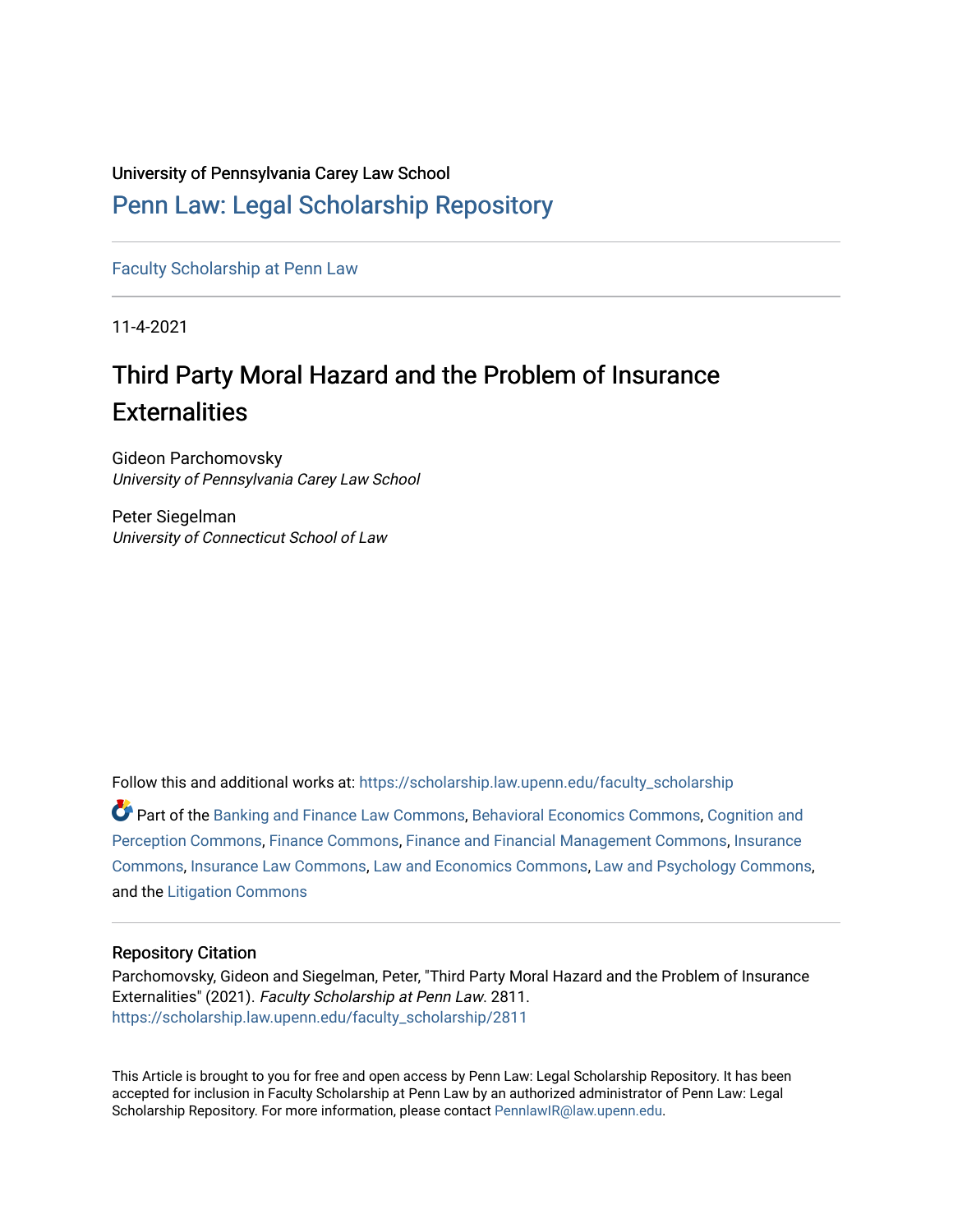University of Pennsylvania Carey Law School

# Penn Law: Legal Scholarship Repository

Faculty Scholarship at Penn Law

11-4-2021

## Third Party Moral Hazard and the Problem of Insurance Externalities

Gideon Parchomovsky
*University of Pennsylvania Carey Law School*

Peter Siegelman
*University of Connecticut School of Law*

Follow this and additional works at: https://scholarship.law.upenn.edu/faculty_scholarship

Part of the Banking and Finance Law Commons, Behavioral Economics Commons, Cognition and Perception Commons, Finance Commons, Finance and Financial Management Commons, Insurance Commons, Insurance Law Commons, Law and Economics Commons, Law and Psychology Commons, and the Litigation Commons

### Repository Citation

Parchomovsky, Gideon and Siegelman, Peter, "Third Party Moral Hazard and the Problem of Insurance Externalities" (2021). *Faculty Scholarship at Penn Law*. 2811.
https://scholarship.law.upenn.edu/faculty_scholarship/2811

This Article is brought to you for free and open access by Penn Law: Legal Scholarship Repository. It has been accepted for inclusion in Faculty Scholarship at Penn Law by an authorized administrator of Penn Law: Legal Scholarship Repository. For more information, please contact PennlawIR@law.upenn.edu.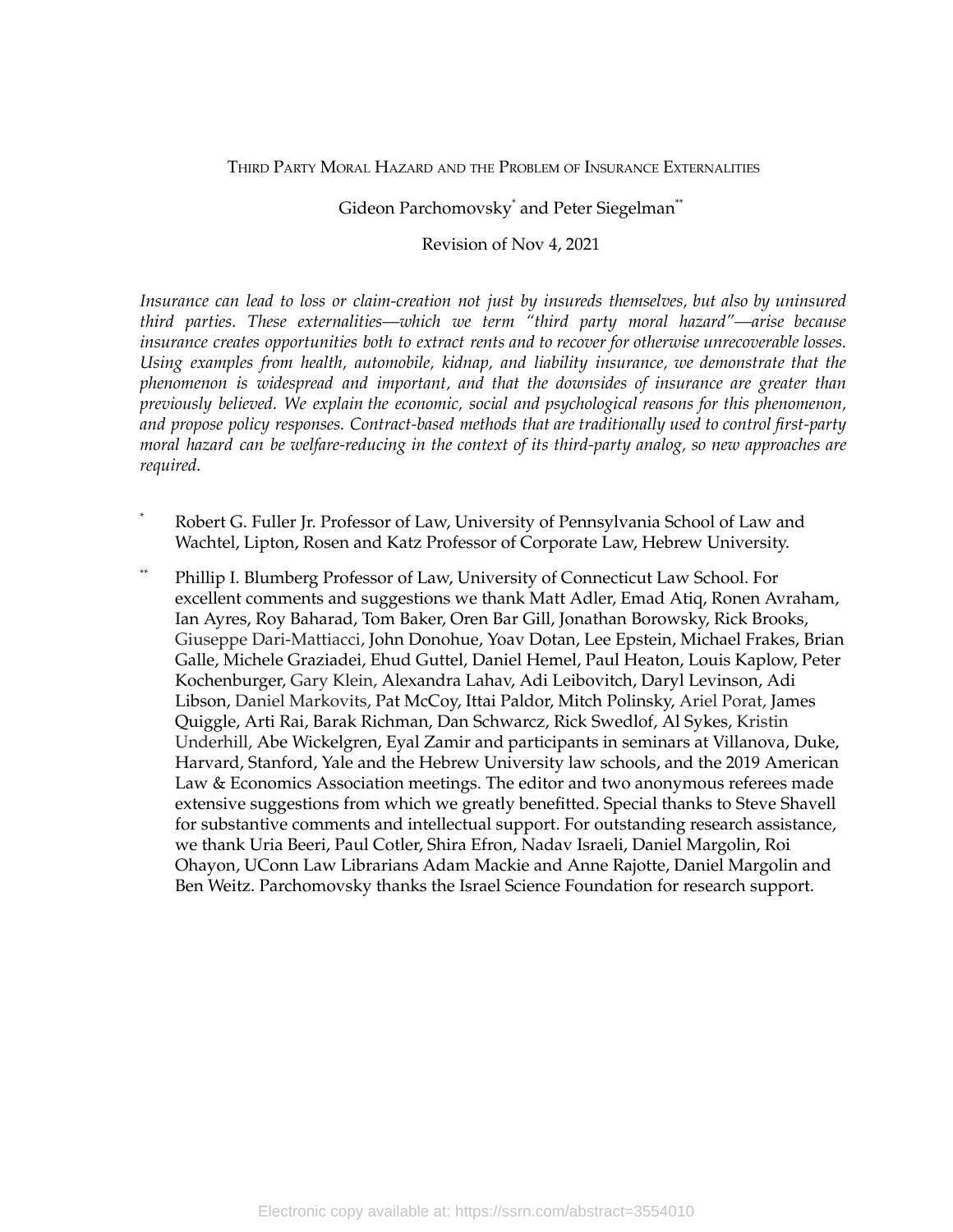# Third Party Moral Hazard and the Problem of Insurance Externalities

Gideon Parchomovsky* and Peter Siegelman**

Revision of Nov 4, 2021

*Insurance can lead to loss or claim-creation not just by insureds themselves, but also by uninsured third parties. These externalities—which we term "third party moral hazard"—arise because insurance creates opportunities both to extract rents and to recover for otherwise unrecoverable losses. Using examples from health, automobile, kidnap, and liability insurance, we demonstrate that the phenomenon is widespread and important, and that the downsides of insurance are greater than previously believed. We explain the economic, social and psychological reasons for this phenomenon, and propose policy responses. Contract-based methods that are traditionally used to control first-party moral hazard can be welfare-reducing in the context of its third-party analog, so new approaches are required.*

\* Robert G. Fuller Jr. Professor of Law, University of Pennsylvania School of Law and Wachtel, Lipton, Rosen and Katz Professor of Corporate Law, Hebrew University.

\** Phillip I. Blumberg Professor of Law, University of Connecticut Law School. For excellent comments and suggestions we thank Matt Adler, Emad Atiq, Ronen Avraham, Ian Ayres, Roy Baharad, Tom Baker, Oren Bar Gill, Jonathan Borowsky, Rick Brooks, Giuseppe Dari-Mattiacci, John Donohue, Yoav Dotan, Lee Epstein, Michael Frakes, Brian Galle, Michele Graziadei, Ehud Guttel, Daniel Hemel, Paul Heaton, Louis Kaplow, Peter Kochenburger, Gary Klein, Alexandra Lahav, Adi Leibovitch, Daryl Levinson, Adi Libson, Daniel Markovits, Pat McCoy, Ittai Paldor, Mitch Polinsky, Ariel Porat, James Quiggle, Arti Rai, Barak Richman, Dan Schwarcz, Rick Swedlof, Al Sykes, Kristin Underhill, Abe Wickelgren, Eyal Zamir and participants in seminars at Villanova, Duke, Harvard, Stanford, Yale and the Hebrew University law schools, and the 2019 American Law & Economics Association meetings. The editor and two anonymous referees made extensive suggestions from which we greatly benefitted. Special thanks to Steve Shavell for substantive comments and intellectual support. For outstanding research assistance, we thank Uria Beeri, Paul Cotler, Shira Efron, Nadav Israeli, Daniel Margolin, Roi Ohayon, UConn Law Librarians Adam Mackie and Anne Rajotte, Daniel Margolin and Ben Weitz. Parchomovsky thanks the Israel Science Foundation for research support.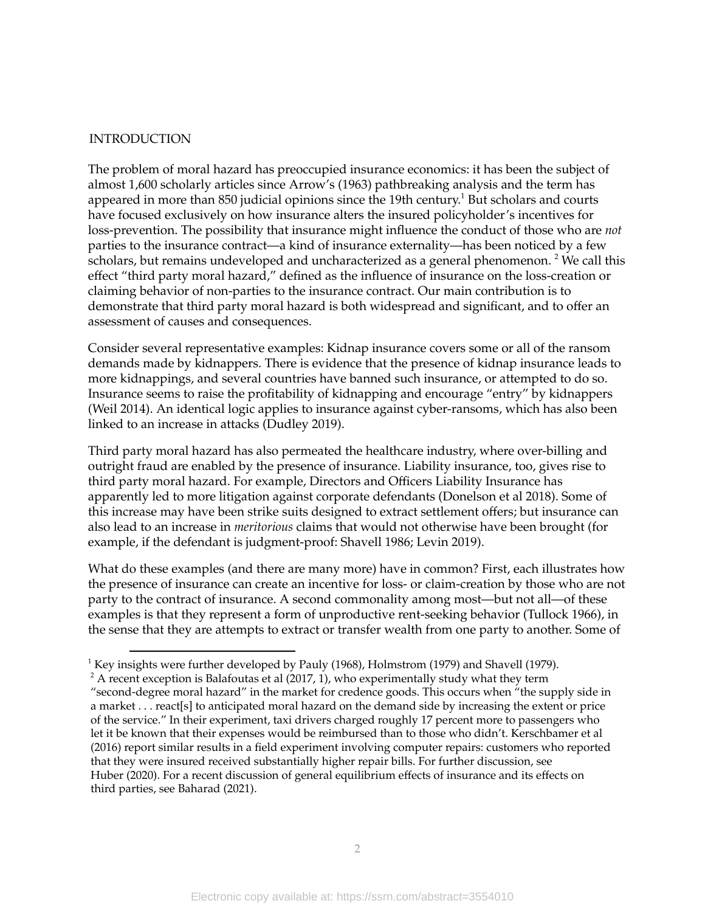## INTRODUCTION

The problem of moral hazard has preoccupied insurance economics: it has been the subject of almost 1,600 scholarly articles since Arrow's (1963) pathbreaking analysis and the term has appeared in more than 850 judicial opinions since the 19th century.[1] But scholars and courts have focused exclusively on how insurance alters the insured policyholder's incentives for loss-prevention. The possibility that insurance might influence the conduct of those who are *not* parties to the insurance contract—a kind of insurance externality—has been noticed by a few scholars, but remains undeveloped and uncharacterized as a general phenomenon. [2] We call this effect "third party moral hazard," defined as the influence of insurance on the loss-creation or claiming behavior of non-parties to the insurance contract. Our main contribution is to demonstrate that third party moral hazard is both widespread and significant, and to offer an assessment of causes and consequences.

Consider several representative examples: Kidnap insurance covers some or all of the ransom demands made by kidnappers. There is evidence that the presence of kidnap insurance leads to more kidnappings, and several countries have banned such insurance, or attempted to do so. Insurance seems to raise the profitability of kidnapping and encourage "entry" by kidnappers (Weil 2014). An identical logic applies to insurance against cyber-ransoms, which has also been linked to an increase in attacks (Dudley 2019).

Third party moral hazard has also permeated the healthcare industry, where over-billing and outright fraud are enabled by the presence of insurance. Liability insurance, too, gives rise to third party moral hazard. For example, Directors and Officers Liability Insurance has apparently led to more litigation against corporate defendants (Donelson et al 2018). Some of this increase may have been strike suits designed to extract settlement offers; but insurance can also lead to an increase in *meritorious* claims that would not otherwise have been brought (for example, if the defendant is judgment-proof: Shavell 1986; Levin 2019).

What do these examples (and there are many more) have in common? First, each illustrates how the presence of insurance can create an incentive for loss- or claim-creation by those who are not party to the contract of insurance. A second commonality among most—but not all—of these examples is that they represent a form of unproductive rent-seeking behavior (Tullock 1966), in the sense that they are attempts to extract or transfer wealth from one party to another. Some of

---

[1] Key insights were further developed by Pauly (1968), Holmstrom (1979) and Shavell (1979).

[2] A recent exception is Balafoutas et al (2017, 1), who experimentally study what they term "second-degree moral hazard" in the market for credence goods. This occurs when "the supply side in a market . . . react[s] to anticipated moral hazard on the demand side by increasing the extent or price of the service." In their experiment, taxi drivers charged roughly 17 percent more to passengers who let it be known that their expenses would be reimbursed than to those who didn't. Kerschbamer et al (2016) report similar results in a field experiment involving computer repairs: customers who reported that they were insured received substantially higher repair bills. For further discussion, see Huber (2020). For a recent discussion of general equilibrium effects of insurance and its effects on third parties, see Baharad (2021).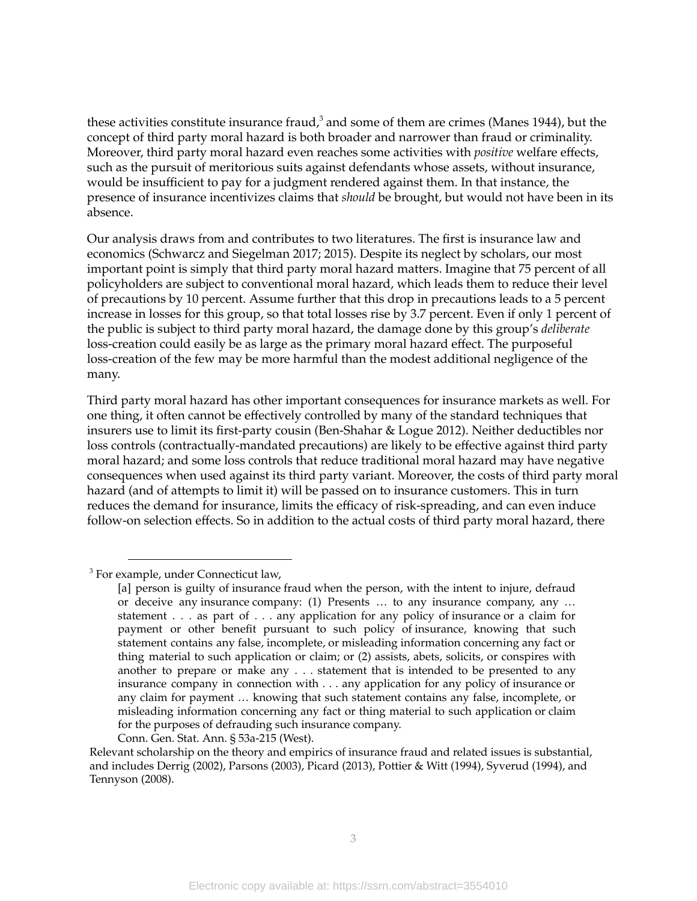these activities constitute insurance fraud,[3] and some of them are crimes (Manes 1944), but the concept of third party moral hazard is both broader and narrower than fraud or criminality. Moreover, third party moral hazard even reaches some activities with *positive* welfare effects, such as the pursuit of meritorious suits against defendants whose assets, without insurance, would be insufficient to pay for a judgment rendered against them. In that instance, the presence of insurance incentivizes claims that *should* be brought, but would not have been in its absence.

Our analysis draws from and contributes to two literatures. The first is insurance law and economics (Schwarcz and Siegelman 2017; 2015). Despite its neglect by scholars, our most important point is simply that third party moral hazard matters. Imagine that 75 percent of all policyholders are subject to conventional moral hazard, which leads them to reduce their level of precautions by 10 percent. Assume further that this drop in precautions leads to a 5 percent increase in losses for this group, so that total losses rise by 3.7 percent. Even if only 1 percent of the public is subject to third party moral hazard, the damage done by this group's *deliberate* loss-creation could easily be as large as the primary moral hazard effect. The purposeful loss-creation of the few may be more harmful than the modest additional negligence of the many.

Third party moral hazard has other important consequences for insurance markets as well. For one thing, it often cannot be effectively controlled by many of the standard techniques that insurers use to limit its first-party cousin (Ben-Shahar & Logue 2012). Neither deductibles nor loss controls (contractually-mandated precautions) are likely to be effective against third party moral hazard; and some loss controls that reduce traditional moral hazard may have negative consequences when used against its third party variant. Moreover, the costs of third party moral hazard (and of attempts to limit it) will be passed on to insurance customers. This in turn reduces the demand for insurance, limits the efficacy of risk-spreading, and can even induce follow-on selection effects. So in addition to the actual costs of third party moral hazard, there

---

[3] For example, under Connecticut law,

> [a] person is guilty of insurance fraud when the person, with the intent to injure, defraud or deceive any insurance company: (1) Presents … to any insurance company, any … statement . . . as part of . . . any application for any policy of insurance or a claim for payment or other benefit pursuant to such policy of insurance, knowing that such statement contains any false, incomplete, or misleading information concerning any fact or thing material to such application or claim; or (2) assists, abets, solicits, or conspires with another to prepare or make any . . . statement that is intended to be presented to any insurance company in connection with . . . any application for any policy of insurance or any claim for payment … knowing that such statement contains any false, incomplete, or misleading information concerning any fact or thing material to such application or claim for the purposes of defrauding such insurance company.
>
> Conn. Gen. Stat. Ann. § 53a-215 (West).

Relevant scholarship on the theory and empirics of insurance fraud and related issues is substantial, and includes Derrig (2002), Parsons (2003), Picard (2013), Pottier & Witt (1994), Syverud (1994), and Tennyson (2008).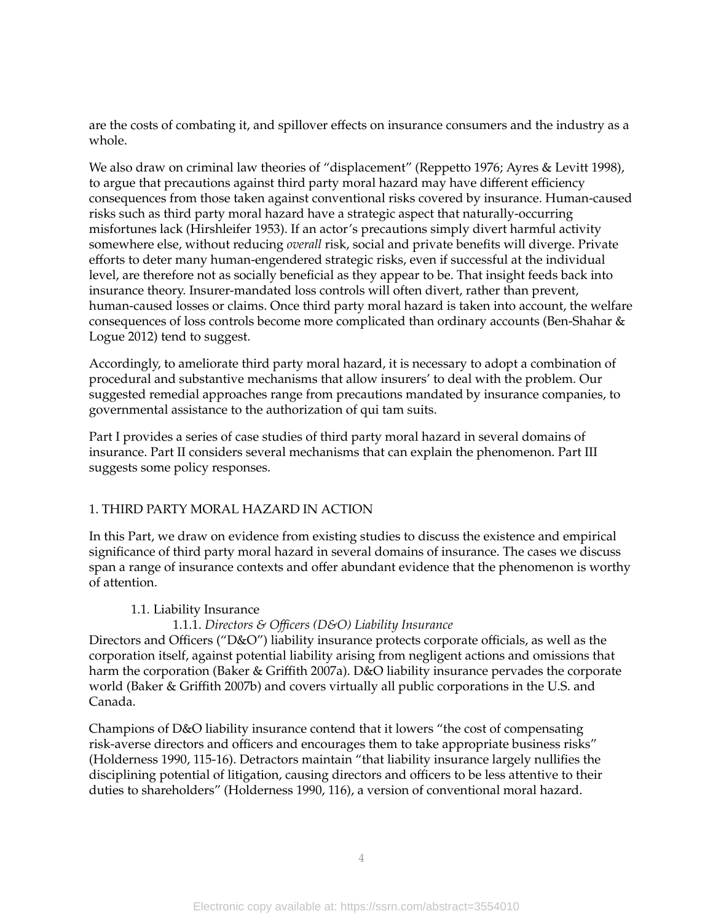are the costs of combating it, and spillover effects on insurance consumers and the industry as a whole.

We also draw on criminal law theories of "displacement" (Reppetto 1976; Ayres & Levitt 1998), to argue that precautions against third party moral hazard may have different efficiency consequences from those taken against conventional risks covered by insurance. Human-caused risks such as third party moral hazard have a strategic aspect that naturally-occurring misfortunes lack (Hirshleifer 1953). If an actor's precautions simply divert harmful activity somewhere else, without reducing *overall* risk, social and private benefits will diverge. Private efforts to deter many human-engendered strategic risks, even if successful at the individual level, are therefore not as socially beneficial as they appear to be. That insight feeds back into insurance theory. Insurer-mandated loss controls will often divert, rather than prevent, human-caused losses or claims. Once third party moral hazard is taken into account, the welfare consequences of loss controls become more complicated than ordinary accounts (Ben-Shahar & Logue 2012) tend to suggest.

Accordingly, to ameliorate third party moral hazard, it is necessary to adopt a combination of procedural and substantive mechanisms that allow insurers' to deal with the problem. Our suggested remedial approaches range from precautions mandated by insurance companies, to governmental assistance to the authorization of qui tam suits.

Part I provides a series of case studies of third party moral hazard in several domains of insurance. Part II considers several mechanisms that can explain the phenomenon. Part III suggests some policy responses.

## 1. THIRD PARTY MORAL HAZARD IN ACTION

In this Part, we draw on evidence from existing studies to discuss the existence and empirical significance of third party moral hazard in several domains of insurance. The cases we discuss span a range of insurance contexts and offer abundant evidence that the phenomenon is worthy of attention.

### 1.1. Liability Insurance

#### 1.1.1. *Directors & Officers (D&O) Liability Insurance*

Directors and Officers ("D&O") liability insurance protects corporate officials, as well as the corporation itself, against potential liability arising from negligent actions and omissions that harm the corporation (Baker & Griffith 2007a). D&O liability insurance pervades the corporate world (Baker & Griffith 2007b) and covers virtually all public corporations in the U.S. and Canada.

Champions of D&O liability insurance contend that it lowers "the cost of compensating risk-averse directors and officers and encourages them to take appropriate business risks" (Holderness 1990, 115-16). Detractors maintain "that liability insurance largely nullifies the disciplining potential of litigation, causing directors and officers to be less attentive to their duties to shareholders" (Holderness 1990, 116), a version of conventional moral hazard.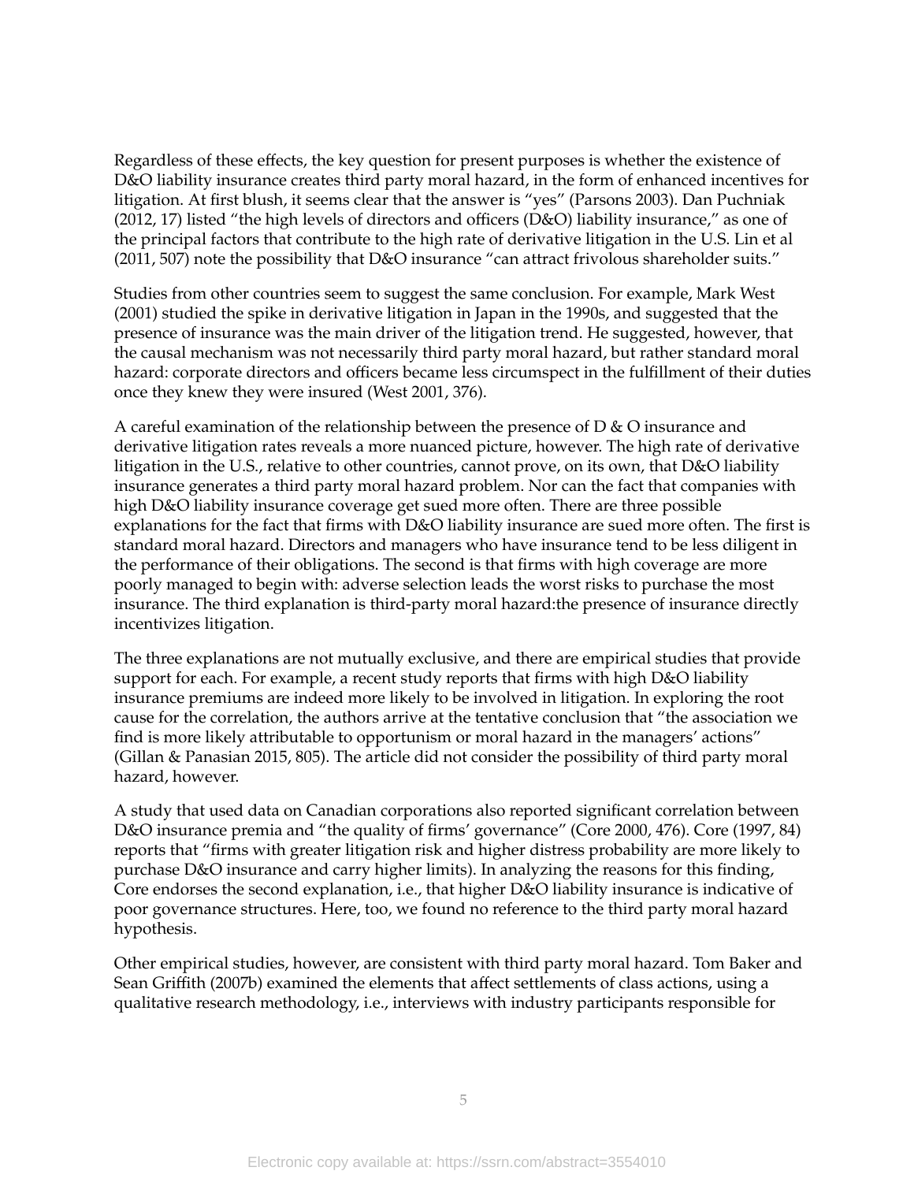Regardless of these effects, the key question for present purposes is whether the existence of D&O liability insurance creates third party moral hazard, in the form of enhanced incentives for litigation. At first blush, it seems clear that the answer is "yes" (Parsons 2003). Dan Puchniak (2012, 17) listed "the high levels of directors and officers (D&O) liability insurance," as one of the principal factors that contribute to the high rate of derivative litigation in the U.S. Lin et al (2011, 507) note the possibility that D&O insurance "can attract frivolous shareholder suits."

Studies from other countries seem to suggest the same conclusion. For example, Mark West (2001) studied the spike in derivative litigation in Japan in the 1990s, and suggested that the presence of insurance was the main driver of the litigation trend. He suggested, however, that the causal mechanism was not necessarily third party moral hazard, but rather standard moral hazard: corporate directors and officers became less circumspect in the fulfillment of their duties once they knew they were insured (West 2001, 376).

A careful examination of the relationship between the presence of D & O insurance and derivative litigation rates reveals a more nuanced picture, however. The high rate of derivative litigation in the U.S., relative to other countries, cannot prove, on its own, that D&O liability insurance generates a third party moral hazard problem. Nor can the fact that companies with high D&O liability insurance coverage get sued more often. There are three possible explanations for the fact that firms with D&O liability insurance are sued more often. The first is standard moral hazard. Directors and managers who have insurance tend to be less diligent in the performance of their obligations. The second is that firms with high coverage are more poorly managed to begin with: adverse selection leads the worst risks to purchase the most insurance. The third explanation is third-party moral hazard:the presence of insurance directly incentivizes litigation.

The three explanations are not mutually exclusive, and there are empirical studies that provide support for each. For example, a recent study reports that firms with high D&O liability insurance premiums are indeed more likely to be involved in litigation. In exploring the root cause for the correlation, the authors arrive at the tentative conclusion that "the association we find is more likely attributable to opportunism or moral hazard in the managers' actions" (Gillan & Panasian 2015, 805). The article did not consider the possibility of third party moral hazard, however.

A study that used data on Canadian corporations also reported significant correlation between D&O insurance premia and "the quality of firms' governance" (Core 2000, 476). Core (1997, 84) reports that "firms with greater litigation risk and higher distress probability are more likely to purchase D&O insurance and carry higher limits). In analyzing the reasons for this finding, Core endorses the second explanation, i.e., that higher D&O liability insurance is indicative of poor governance structures. Here, too, we found no reference to the third party moral hazard hypothesis.

Other empirical studies, however, are consistent with third party moral hazard. Tom Baker and Sean Griffith (2007b) examined the elements that affect settlements of class actions, using a qualitative research methodology, i.e., interviews with industry participants responsible for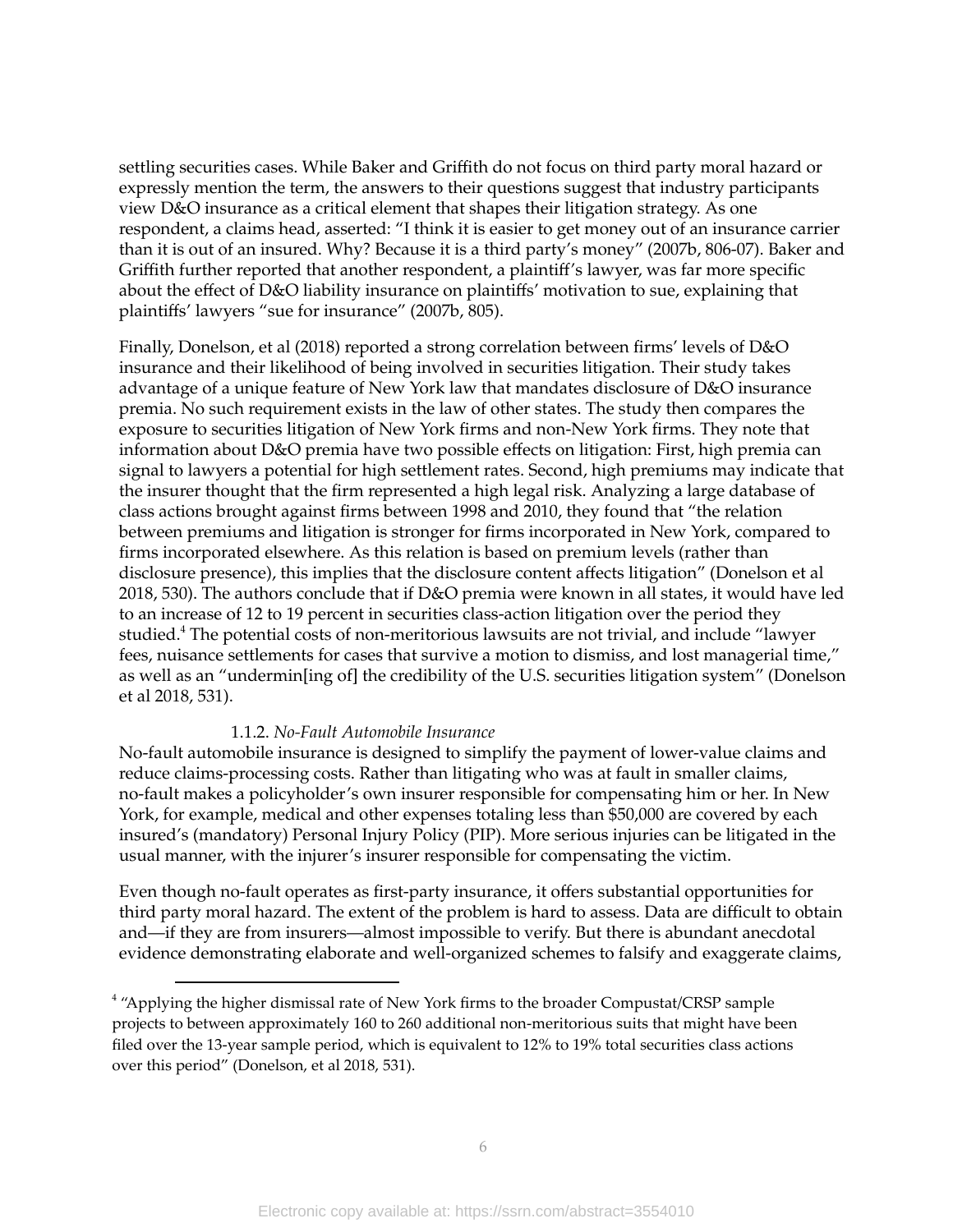settling securities cases. While Baker and Griffith do not focus on third party moral hazard or expressly mention the term, the answers to their questions suggest that industry participants view D&O insurance as a critical element that shapes their litigation strategy. As one respondent, a claims head, asserted: "I think it is easier to get money out of an insurance carrier than it is out of an insured. Why? Because it is a third party's money" (2007b, 806-07). Baker and Griffith further reported that another respondent, a plaintiff's lawyer, was far more specific about the effect of D&O liability insurance on plaintiffs' motivation to sue, explaining that plaintiffs' lawyers "sue for insurance" (2007b, 805).

Finally, Donelson, et al (2018) reported a strong correlation between firms' levels of D&O insurance and their likelihood of being involved in securities litigation. Their study takes advantage of a unique feature of New York law that mandates disclosure of D&O insurance premia. No such requirement exists in the law of other states. The study then compares the exposure to securities litigation of New York firms and non-New York firms. They note that information about D&O premia have two possible effects on litigation: First, high premia can signal to lawyers a potential for high settlement rates. Second, high premiums may indicate that the insurer thought that the firm represented a high legal risk. Analyzing a large database of class actions brought against firms between 1998 and 2010, they found that "the relation between premiums and litigation is stronger for firms incorporated in New York, compared to firms incorporated elsewhere. As this relation is based on premium levels (rather than disclosure presence), this implies that the disclosure content affects litigation" (Donelson et al 2018, 530). The authors conclude that if D&O premia were known in all states, it would have led to an increase of 12 to 19 percent in securities class-action litigation over the period they studied.[4] The potential costs of non-meritorious lawsuits are not trivial, and include "lawyer fees, nuisance settlements for cases that survive a motion to dismiss, and lost managerial time," as well as an "undermin[ing of] the credibility of the U.S. securities litigation system" (Donelson et al 2018, 531).

#### 1.1.2. *No-Fault Automobile Insurance*

No-fault automobile insurance is designed to simplify the payment of lower-value claims and reduce claims-processing costs. Rather than litigating who was at fault in smaller claims, no-fault makes a policyholder's own insurer responsible for compensating him or her. In New York, for example, medical and other expenses totaling less than $50,000 are covered by each insured's (mandatory) Personal Injury Policy (PIP). More serious injuries can be litigated in the usual manner, with the injurer's insurer responsible for compensating the victim.

Even though no-fault operates as first-party insurance, it offers substantial opportunities for third party moral hazard. The extent of the problem is hard to assess. Data are difficult to obtain and—if they are from insurers—almost impossible to verify. But there is abundant anecdotal evidence demonstrating elaborate and well-organized schemes to falsify and exaggerate claims,

---

[4] "Applying the higher dismissal rate of New York firms to the broader Compustat/CRSP sample projects to between approximately 160 to 260 additional non-meritorious suits that might have been filed over the 13-year sample period, which is equivalent to 12% to 19% total securities class actions over this period" (Donelson, et al 2018, 531).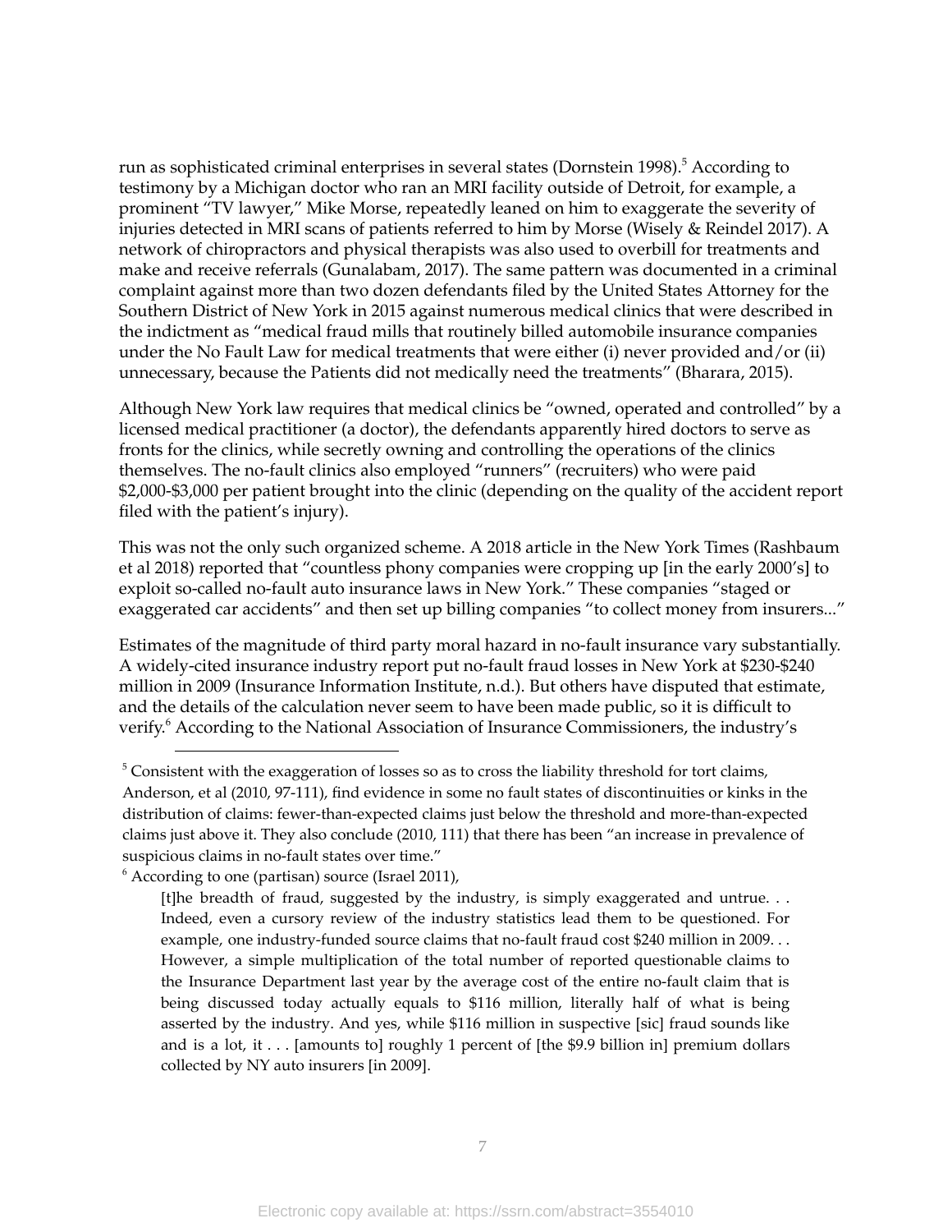run as sophisticated criminal enterprises in several states (Dornstein 1998).[5] According to testimony by a Michigan doctor who ran an MRI facility outside of Detroit, for example, a prominent "TV lawyer," Mike Morse, repeatedly leaned on him to exaggerate the severity of injuries detected in MRI scans of patients referred to him by Morse (Wisely & Reindel 2017). A network of chiropractors and physical therapists was also used to overbill for treatments and make and receive referrals (Gunalabam, 2017). The same pattern was documented in a criminal complaint against more than two dozen defendants filed by the United States Attorney for the Southern District of New York in 2015 against numerous medical clinics that were described in the indictment as "medical fraud mills that routinely billed automobile insurance companies under the No Fault Law for medical treatments that were either (i) never provided and/or (ii) unnecessary, because the Patients did not medically need the treatments" (Bharara, 2015).

Although New York law requires that medical clinics be "owned, operated and controlled" by a licensed medical practitioner (a doctor), the defendants apparently hired doctors to serve as fronts for the clinics, while secretly owning and controlling the operations of the clinics themselves. The no-fault clinics also employed "runners" (recruiters) who were paid $2,000-$3,000 per patient brought into the clinic (depending on the quality of the accident report filed with the patient's injury).

This was not the only such organized scheme. A 2018 article in the New York Times (Rashbaum et al 2018) reported that "countless phony companies were cropping up [in the early 2000's] to exploit so-called no-fault auto insurance laws in New York." These companies "staged or exaggerated car accidents" and then set up billing companies "to collect money from insurers..."

Estimates of the magnitude of third party moral hazard in no-fault insurance vary substantially. A widely-cited insurance industry report put no-fault fraud losses in New York at $230-$240 million in 2009 (Insurance Information Institute, n.d.). But others have disputed that estimate, and the details of the calculation never seem to have been made public, so it is difficult to verify.[6] According to the National Association of Insurance Commissioners, the industry's

---

[5] Consistent with the exaggeration of losses so as to cross the liability threshold for tort claims, Anderson, et al (2010, 97-111), find evidence in some no fault states of discontinuities or kinks in the distribution of claims: fewer-than-expected claims just below the threshold and more-than-expected claims just above it. They also conclude (2010, 111) that there has been "an increase in prevalence of suspicious claims in no-fault states over time."

[6] According to one (partisan) source (Israel 2011),

> [t]he breadth of fraud, suggested by the industry, is simply exaggerated and untrue. . . Indeed, even a cursory review of the industry statistics lead them to be questioned. For example, one industry-funded source claims that no-fault fraud cost $240 million in 2009. . . However, a simple multiplication of the total number of reported questionable claims to the Insurance Department last year by the average cost of the entire no-fault claim that is being discussed today actually equals to $116 million, literally half of what is being asserted by the industry. And yes, while $116 million in suspective [sic] fraud sounds like and is a lot, it . . . [amounts to] roughly 1 percent of [the $9.9 billion in] premium dollars collected by NY auto insurers [in 2009].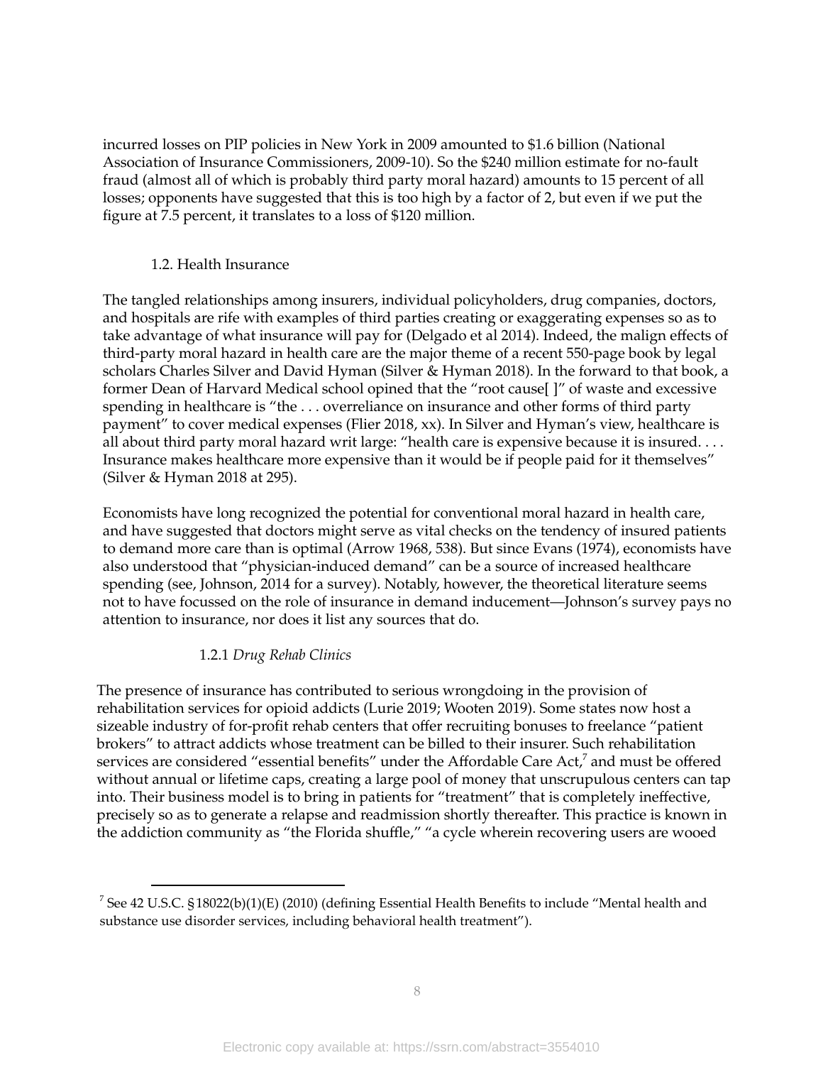incurred losses on PIP policies in New York in 2009 amounted to $1.6 billion (National Association of Insurance Commissioners, 2009-10). So the $240 million estimate for no-fault fraud (almost all of which is probably third party moral hazard) amounts to 15 percent of all losses; opponents have suggested that this is too high by a factor of 2, but even if we put the figure at 7.5 percent, it translates to a loss of $120 million.

### 1.2. Health Insurance

The tangled relationships among insurers, individual policyholders, drug companies, doctors, and hospitals are rife with examples of third parties creating or exaggerating expenses so as to take advantage of what insurance will pay for (Delgado et al 2014). Indeed, the malign effects of third-party moral hazard in health care are the major theme of a recent 550-page book by legal scholars Charles Silver and David Hyman (Silver & Hyman 2018). In the forward to that book, a former Dean of Harvard Medical school opined that the "root cause[ ]" of waste and excessive spending in healthcare is "the . . . overreliance on insurance and other forms of third party payment" to cover medical expenses (Flier 2018, xx). In Silver and Hyman's view, healthcare is all about third party moral hazard writ large: "health care is expensive because it is insured. . . . Insurance makes healthcare more expensive than it would be if people paid for it themselves" (Silver & Hyman 2018 at 295).

Economists have long recognized the potential for conventional moral hazard in health care, and have suggested that doctors might serve as vital checks on the tendency of insured patients to demand more care than is optimal (Arrow 1968, 538). But since Evans (1974), economists have also understood that "physician-induced demand" can be a source of increased healthcare spending (see, Johnson, 2014 for a survey). Notably, however, the theoretical literature seems not to have focussed on the role of insurance in demand inducement—Johnson's survey pays no attention to insurance, nor does it list any sources that do.

#### 1.2.1 *Drug Rehab Clinics*

The presence of insurance has contributed to serious wrongdoing in the provision of rehabilitation services for opioid addicts (Lurie 2019; Wooten 2019). Some states now host a sizeable industry of for-profit rehab centers that offer recruiting bonuses to freelance "patient brokers" to attract addicts whose treatment can be billed to their insurer. Such rehabilitation services are considered "essential benefits" under the Affordable Care Act,[7] and must be offered without annual or lifetime caps, creating a large pool of money that unscrupulous centers can tap into. Their business model is to bring in patients for "treatment" that is completely ineffective, precisely so as to generate a relapse and readmission shortly thereafter. This practice is known in the addiction community as "the Florida shuffle," "a cycle wherein recovering users are wooed

---

[7] See 42 U.S.C. §18022(b)(1)(E) (2010) (defining Essential Health Benefits to include "Mental health and substance use disorder services, including behavioral health treatment").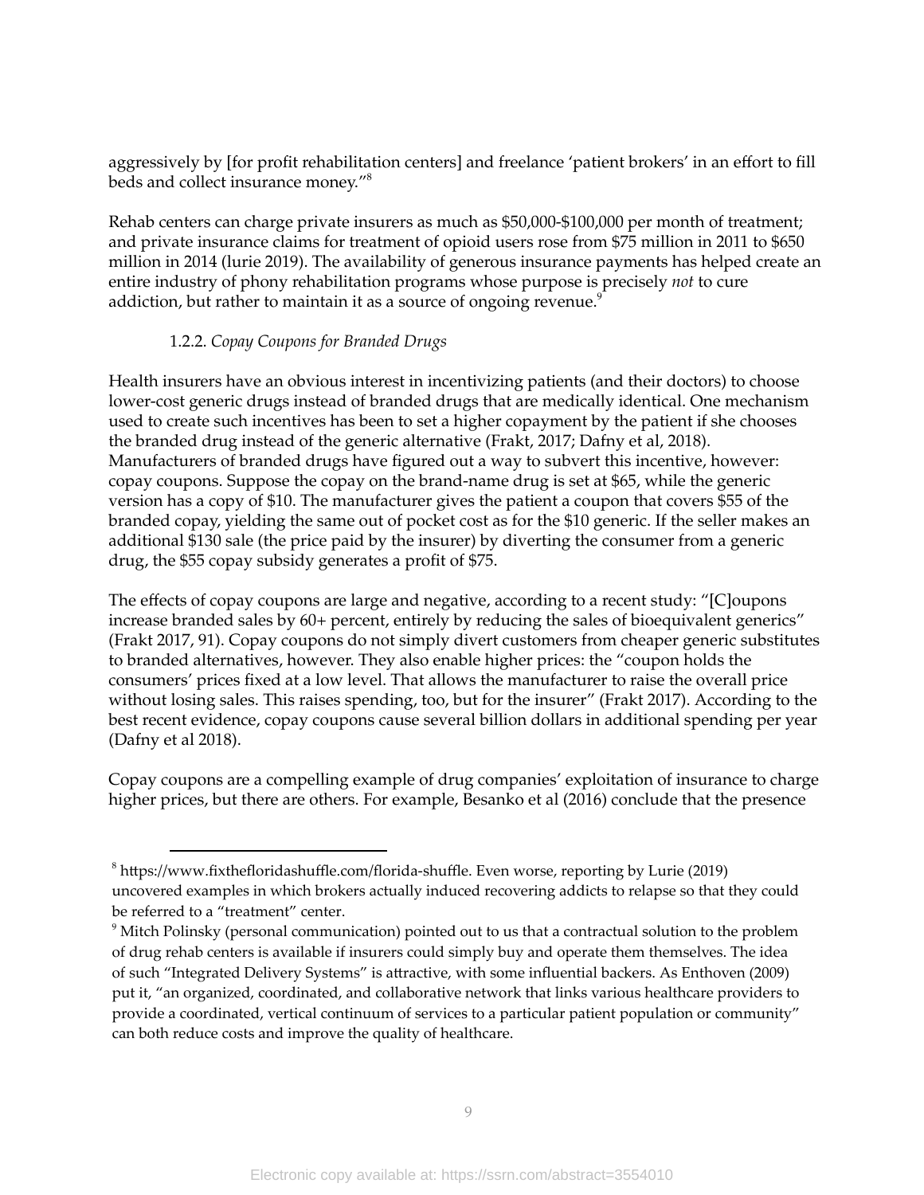aggressively by [for profit rehabilitation centers] and freelance 'patient brokers' in an effort to fill beds and collect insurance money."[8]

Rehab centers can charge private insurers as much as $50,000-$100,000 per month of treatment; and private insurance claims for treatment of opioid users rose from $75 million in 2011 to $650 million in 2014 (lurie 2019). The availability of generous insurance payments has helped create an entire industry of phony rehabilitation programs whose purpose is precisely *not* to cure addiction, but rather to maintain it as a source of ongoing revenue.[9]

### 1.2.2. *Copay Coupons for Branded Drugs*

Health insurers have an obvious interest in incentivizing patients (and their doctors) to choose lower-cost generic drugs instead of branded drugs that are medically identical. One mechanism used to create such incentives has been to set a higher copayment by the patient if she chooses the branded drug instead of the generic alternative (Frakt, 2017; Dafny et al, 2018). Manufacturers of branded drugs have figured out a way to subvert this incentive, however: copay coupons. Suppose the copay on the brand-name drug is set at $65, while the generic version has a copy of $10. The manufacturer gives the patient a coupon that covers $55 of the branded copay, yielding the same out of pocket cost as for the $10 generic. If the seller makes an additional $130 sale (the price paid by the insurer) by diverting the consumer from a generic drug, the $55 copay subsidy generates a profit of $75.

The effects of copay coupons are large and negative, according to a recent study: "[C]oupons increase branded sales by 60+ percent, entirely by reducing the sales of bioequivalent generics" (Frakt 2017, 91). Copay coupons do not simply divert customers from cheaper generic substitutes to branded alternatives, however. They also enable higher prices: the "coupon holds the consumers' prices fixed at a low level. That allows the manufacturer to raise the overall price without losing sales. This raises spending, too, but for the insurer" (Frakt 2017). According to the best recent evidence, copay coupons cause several billion dollars in additional spending per year (Dafny et al 2018).

Copay coupons are a compelling example of drug companies' exploitation of insurance to charge higher prices, but there are others. For example, Besanko et al (2016) conclude that the presence

---

[8] https://www.fixthefloridashuffle.com/florida-shuffle. Even worse, reporting by Lurie (2019) uncovered examples in which brokers actually induced recovering addicts to relapse so that they could be referred to a "treatment" center.

[9] Mitch Polinsky (personal communication) pointed out to us that a contractual solution to the problem of drug rehab centers is available if insurers could simply buy and operate them themselves. The idea of such "Integrated Delivery Systems" is attractive, with some influential backers. As Enthoven (2009) put it, "an organized, coordinated, and collaborative network that links various healthcare providers to provide a coordinated, vertical continuum of services to a particular patient population or community" can both reduce costs and improve the quality of healthcare.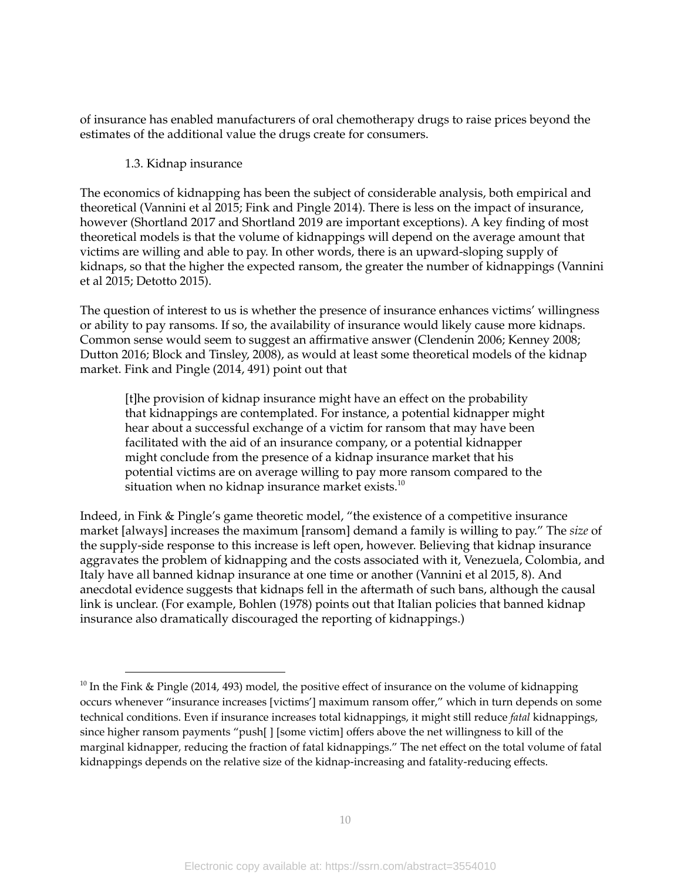of insurance has enabled manufacturers of oral chemotherapy drugs to raise prices beyond the estimates of the additional value the drugs create for consumers.

### 1.3. Kidnap insurance

The economics of kidnapping has been the subject of considerable analysis, both empirical and theoretical (Vannini et al 2015; Fink and Pingle 2014). There is less on the impact of insurance, however (Shortland 2017 and Shortland 2019 are important exceptions). A key finding of most theoretical models is that the volume of kidnappings will depend on the average amount that victims are willing and able to pay. In other words, there is an upward-sloping supply of kidnaps, so that the higher the expected ransom, the greater the number of kidnappings (Vannini et al 2015; Detotto 2015).

The question of interest to us is whether the presence of insurance enhances victims' willingness or ability to pay ransoms. If so, the availability of insurance would likely cause more kidnaps. Common sense would seem to suggest an affirmative answer (Clendenin 2006; Kenney 2008; Dutton 2016; Block and Tinsley, 2008), as would at least some theoretical models of the kidnap market. Fink and Pingle (2014, 491) point out that

> [t]he provision of kidnap insurance might have an effect on the probability that kidnappings are contemplated. For instance, a potential kidnapper might hear about a successful exchange of a victim for ransom that may have been facilitated with the aid of an insurance company, or a potential kidnapper might conclude from the presence of a kidnap insurance market that his potential victims are on average willing to pay more ransom compared to the situation when no kidnap insurance market exists.[10]

Indeed, in Fink & Pingle's game theoretic model, "the existence of a competitive insurance market [always] increases the maximum [ransom] demand a family is willing to pay." The *size* of the supply-side response to this increase is left open, however. Believing that kidnap insurance aggravates the problem of kidnapping and the costs associated with it, Venezuela, Colombia, and Italy have all banned kidnap insurance at one time or another (Vannini et al 2015, 8). And anecdotal evidence suggests that kidnaps fell in the aftermath of such bans, although the causal link is unclear. (For example, Bohlen (1978) points out that Italian policies that banned kidnap insurance also dramatically discouraged the reporting of kidnappings.)

---

[10] In the Fink & Pingle (2014, 493) model, the positive effect of insurance on the volume of kidnapping occurs whenever "insurance increases [victims'] maximum ransom offer," which in turn depends on some technical conditions. Even if insurance increases total kidnappings, it might still reduce *fatal* kidnappings, since higher ransom payments "push[ ] [some victim] offers above the net willingness to kill of the marginal kidnapper, reducing the fraction of fatal kidnappings." The net effect on the total volume of fatal kidnappings depends on the relative size of the kidnap-increasing and fatality-reducing effects.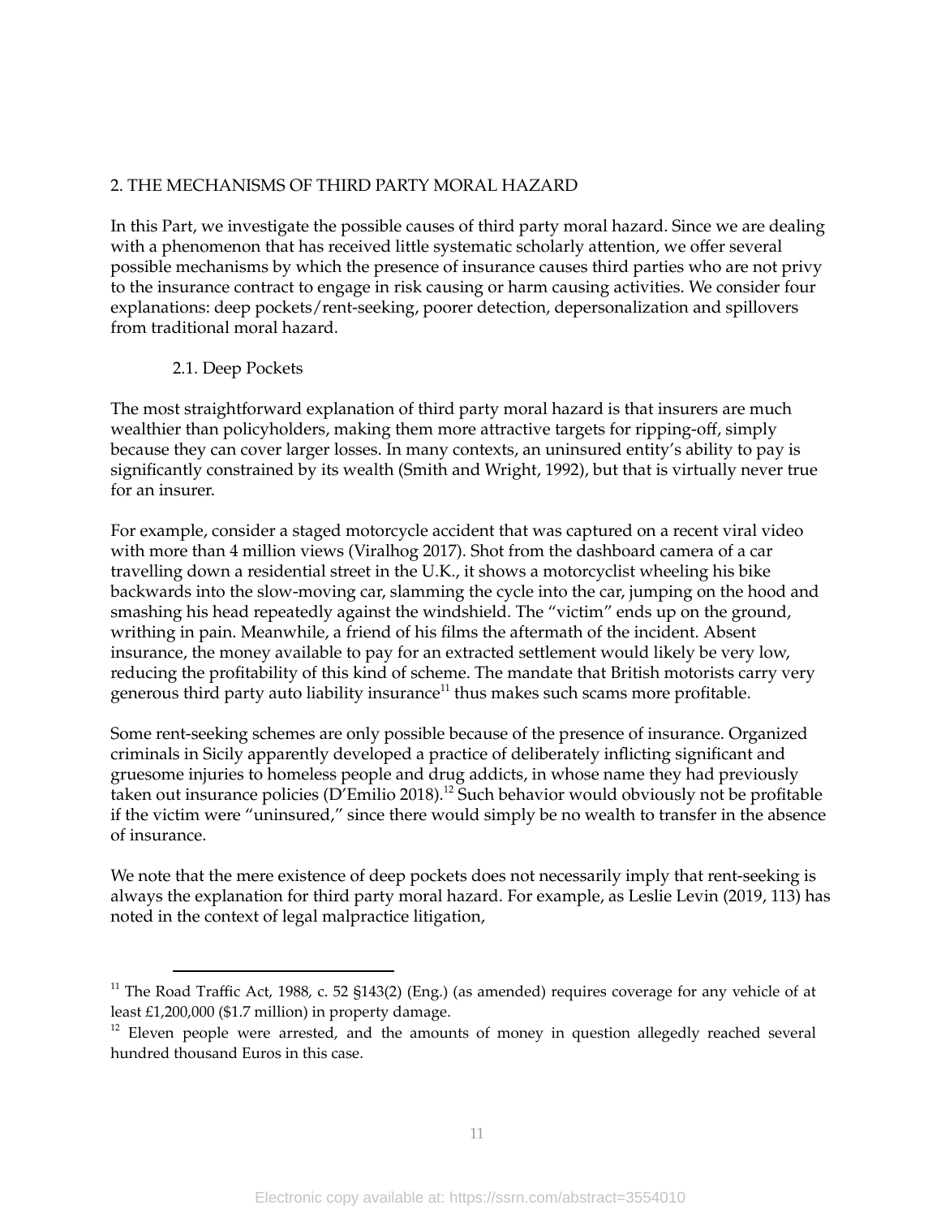## 2. THE MECHANISMS OF THIRD PARTY MORAL HAZARD

In this Part, we investigate the possible causes of third party moral hazard. Since we are dealing with a phenomenon that has received little systematic scholarly attention, we offer several possible mechanisms by which the presence of insurance causes third parties who are not privy to the insurance contract to engage in risk causing or harm causing activities. We consider four explanations: deep pockets/rent-seeking, poorer detection, depersonalization and spillovers from traditional moral hazard.

### 2.1. Deep Pockets

The most straightforward explanation of third party moral hazard is that insurers are much wealthier than policyholders, making them more attractive targets for ripping-off, simply because they can cover larger losses. In many contexts, an uninsured entity's ability to pay is significantly constrained by its wealth (Smith and Wright, 1992), but that is virtually never true for an insurer.

For example, consider a staged motorcycle accident that was captured on a recent viral video with more than 4 million views (Viralhog 2017). Shot from the dashboard camera of a car travelling down a residential street in the U.K., it shows a motorcyclist wheeling his bike backwards into the slow-moving car, slamming the cycle into the car, jumping on the hood and smashing his head repeatedly against the windshield. The "victim" ends up on the ground, writhing in pain. Meanwhile, a friend of his films the aftermath of the incident. Absent insurance, the money available to pay for an extracted settlement would likely be very low, reducing the profitability of this kind of scheme. The mandate that British motorists carry very generous third party auto liability insurance[11] thus makes such scams more profitable.

Some rent-seeking schemes are only possible because of the presence of insurance. Organized criminals in Sicily apparently developed a practice of deliberately inflicting significant and gruesome injuries to homeless people and drug addicts, in whose name they had previously taken out insurance policies (D'Emilio 2018).[12] Such behavior would obviously not be profitable if the victim were "uninsured," since there would simply be no wealth to transfer in the absence of insurance.

We note that the mere existence of deep pockets does not necessarily imply that rent-seeking is always the explanation for third party moral hazard. For example, as Leslie Levin (2019, 113) has noted in the context of legal malpractice litigation,

---

[11] The Road Traffic Act, 1988, c. 52 §143(2) (Eng.) (as amended) requires coverage for any vehicle of at least £1,200,000 ($1.7 million) in property damage.

[12] Eleven people were arrested, and the amounts of money in question allegedly reached several hundred thousand Euros in this case.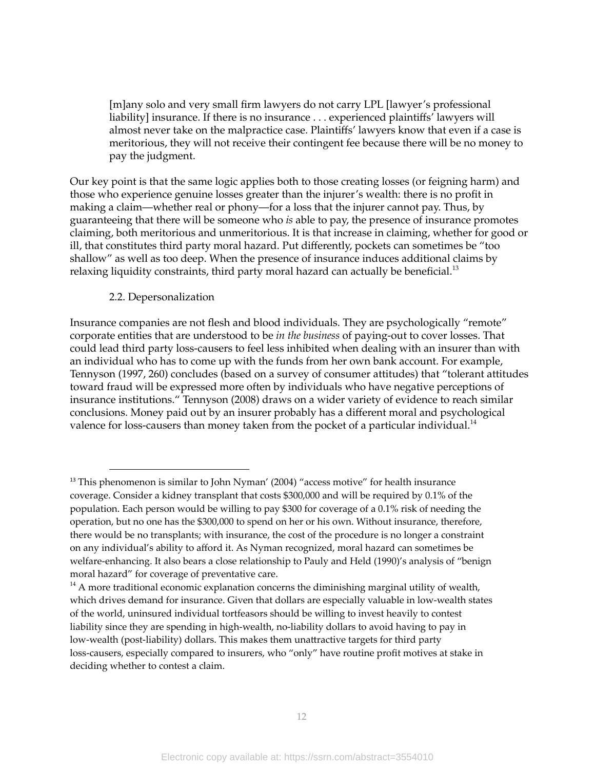> [m]any solo and very small firm lawyers do not carry LPL [lawyer's professional liability] insurance. If there is no insurance . . . experienced plaintiffs' lawyers will almost never take on the malpractice case. Plaintiffs' lawyers know that even if a case is meritorious, they will not receive their contingent fee because there will be no money to pay the judgment.

Our key point is that the same logic applies both to those creating losses (or feigning harm) and those who experience genuine losses greater than the injurer's wealth: there is no profit in making a claim—whether real or phony—for a loss that the injurer cannot pay. Thus, by guaranteeing that there will be someone who *is* able to pay, the presence of insurance promotes claiming, both meritorious and unmeritorious. It is that increase in claiming, whether for good or ill, that constitutes third party moral hazard. Put differently, pockets can sometimes be "too shallow" as well as too deep. When the presence of insurance induces additional claims by relaxing liquidity constraints, third party moral hazard can actually be beneficial.[13]

### 2.2. Depersonalization

Insurance companies are not flesh and blood individuals. They are psychologically "remote" corporate entities that are understood to be *in the business* of paying-out to cover losses. That could lead third party loss-causers to feel less inhibited when dealing with an insurer than with an individual who has to come up with the funds from her own bank account. For example, Tennyson (1997, 260) concludes (based on a survey of consumer attitudes) that "tolerant attitudes toward fraud will be expressed more often by individuals who have negative perceptions of insurance institutions." Tennyson (2008) draws on a wider variety of evidence to reach similar conclusions. Money paid out by an insurer probably has a different moral and psychological valence for loss-causers than money taken from the pocket of a particular individual.[14]

---

[13] This phenomenon is similar to John Nyman' (2004) "access motive" for health insurance coverage. Consider a kidney transplant that costs $300,000 and will be required by 0.1% of the population. Each person would be willing to pay $300 for coverage of a 0.1% risk of needing the operation, but no one has the $300,000 to spend on her or his own. Without insurance, therefore, there would be no transplants; with insurance, the cost of the procedure is no longer a constraint on any individual's ability to afford it. As Nyman recognized, moral hazard can sometimes be welfare-enhancing. It also bears a close relationship to Pauly and Held (1990)'s analysis of "benign moral hazard" for coverage of preventative care.

[14] A more traditional economic explanation concerns the diminishing marginal utility of wealth, which drives demand for insurance. Given that dollars are especially valuable in low-wealth states of the world, uninsured individual tortfeasors should be willing to invest heavily to contest liability since they are spending in high-wealth, no-liability dollars to avoid having to pay in low-wealth (post-liability) dollars. This makes them unattractive targets for third party loss-causers, especially compared to insurers, who "only" have routine profit motives at stake in deciding whether to contest a claim.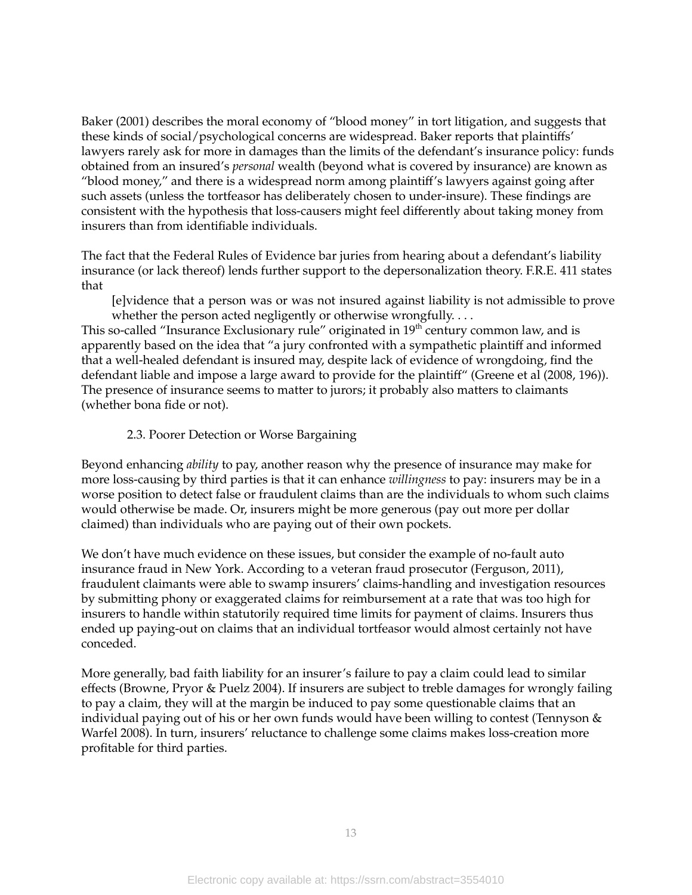Baker (2001) describes the moral economy of "blood money" in tort litigation, and suggests that these kinds of social/psychological concerns are widespread. Baker reports that plaintiffs' lawyers rarely ask for more in damages than the limits of the defendant's insurance policy: funds obtained from an insured's *personal* wealth (beyond what is covered by insurance) are known as "blood money," and there is a widespread norm among plaintiff's lawyers against going after such assets (unless the tortfeasor has deliberately chosen to under-insure). These findings are consistent with the hypothesis that loss-causers might feel differently about taking money from insurers than from identifiable individuals.

The fact that the Federal Rules of Evidence bar juries from hearing about a defendant's liability insurance (or lack thereof) lends further support to the depersonalization theory. F.R.E. 411 states that

> [e]vidence that a person was or was not insured against liability is not admissible to prove whether the person acted negligently or otherwise wrongfully. . . .

This so-called "Insurance Exclusionary rule" originated in 19th century common law, and is apparently based on the idea that "a jury confronted with a sympathetic plaintiff and informed that a well-healed defendant is insured may, despite lack of evidence of wrongdoing, find the defendant liable and impose a large award to provide for the plaintiff" (Greene et al (2008, 196)). The presence of insurance seems to matter to jurors; it probably also matters to claimants (whether bona fide or not).

### 2.3. Poorer Detection or Worse Bargaining

Beyond enhancing *ability* to pay, another reason why the presence of insurance may make for more loss-causing by third parties is that it can enhance *willingness* to pay: insurers may be in a worse position to detect false or fraudulent claims than are the individuals to whom such claims would otherwise be made. Or, insurers might be more generous (pay out more per dollar claimed) than individuals who are paying out of their own pockets.

We don't have much evidence on these issues, but consider the example of no-fault auto insurance fraud in New York. According to a veteran fraud prosecutor (Ferguson, 2011), fraudulent claimants were able to swamp insurers' claims-handling and investigation resources by submitting phony or exaggerated claims for reimbursement at a rate that was too high for insurers to handle within statutorily required time limits for payment of claims. Insurers thus ended up paying-out on claims that an individual tortfeasor would almost certainly not have conceded.

More generally, bad faith liability for an insurer's failure to pay a claim could lead to similar effects (Browne, Pryor & Puelz 2004). If insurers are subject to treble damages for wrongly failing to pay a claim, they will at the margin be induced to pay some questionable claims that an individual paying out of his or her own funds would have been willing to contest (Tennyson & Warfel 2008). In turn, insurers' reluctance to challenge some claims makes loss-creation more profitable for third parties.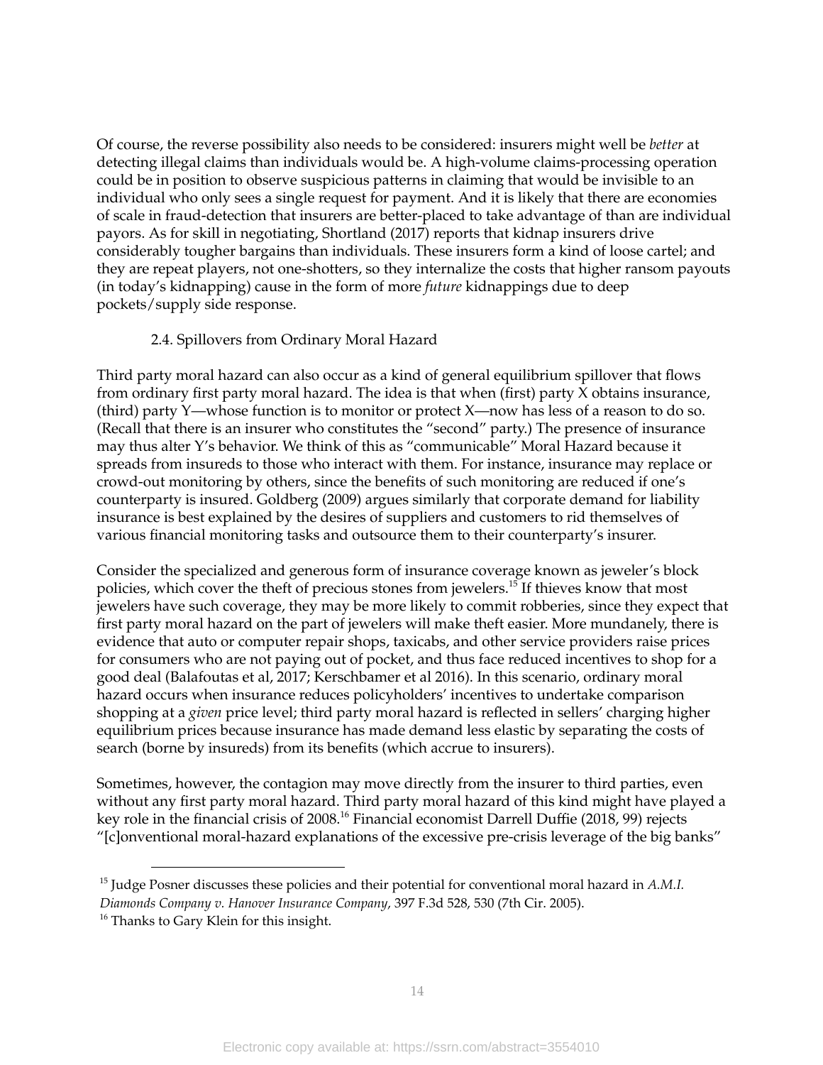Of course, the reverse possibility also needs to be considered: insurers might well be *better* at detecting illegal claims than individuals would be. A high-volume claims-processing operation could be in position to observe suspicious patterns in claiming that would be invisible to an individual who only sees a single request for payment. And it is likely that there are economies of scale in fraud-detection that insurers are better-placed to take advantage of than are individual payors. As for skill in negotiating, Shortland (2017) reports that kidnap insurers drive considerably tougher bargains than individuals. These insurers form a kind of loose cartel; and they are repeat players, not one-shotters, so they internalize the costs that higher ransom payouts (in today's kidnapping) cause in the form of more *future* kidnappings due to deep pockets/supply side response.

### 2.4. Spillovers from Ordinary Moral Hazard

Third party moral hazard can also occur as a kind of general equilibrium spillover that flows from ordinary first party moral hazard. The idea is that when (first) party X obtains insurance, (third) party Y—whose function is to monitor or protect X—now has less of a reason to do so. (Recall that there is an insurer who constitutes the "second" party.) The presence of insurance may thus alter Y's behavior. We think of this as "communicable" Moral Hazard because it spreads from insureds to those who interact with them. For instance, insurance may replace or crowd-out monitoring by others, since the benefits of such monitoring are reduced if one's counterparty is insured. Goldberg (2009) argues similarly that corporate demand for liability insurance is best explained by the desires of suppliers and customers to rid themselves of various financial monitoring tasks and outsource them to their counterparty's insurer.

Consider the specialized and generous form of insurance coverage known as jeweler's block policies, which cover the theft of precious stones from jewelers.[15] If thieves know that most jewelers have such coverage, they may be more likely to commit robberies, since they expect that first party moral hazard on the part of jewelers will make theft easier. More mundanely, there is evidence that auto or computer repair shops, taxicabs, and other service providers raise prices for consumers who are not paying out of pocket, and thus face reduced incentives to shop for a good deal (Balafoutas et al, 2017; Kerschbamer et al 2016). In this scenario, ordinary moral hazard occurs when insurance reduces policyholders' incentives to undertake comparison shopping at a *given* price level; third party moral hazard is reflected in sellers' charging higher equilibrium prices because insurance has made demand less elastic by separating the costs of search (borne by insureds) from its benefits (which accrue to insurers).

Sometimes, however, the contagion may move directly from the insurer to third parties, even without any first party moral hazard. Third party moral hazard of this kind might have played a key role in the financial crisis of 2008.[16] Financial economist Darrell Duffie (2018, 99) rejects "[c]onventional moral-hazard explanations of the excessive pre-crisis leverage of the big banks"

---

[15] Judge Posner discusses these policies and their potential for conventional moral hazard in *A.M.I. Diamonds Company v. Hanover Insurance Company*, 397 F.3d 528, 530 (7th Cir. 2005).

[16] Thanks to Gary Klein for this insight.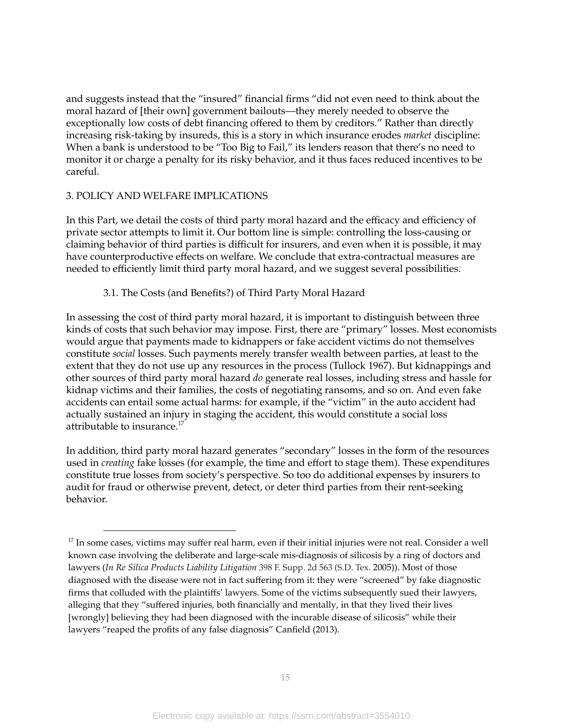and suggests instead that the "insured" financial firms "did not even need to think about the moral hazard of [their own] government bailouts—they merely needed to observe the exceptionally low costs of debt financing offered to them by creditors." Rather than directly increasing risk-taking by insureds, this is a story in which insurance erodes *market* discipline: When a bank is understood to be "Too Big to Fail," its lenders reason that there's no need to monitor it or charge a penalty for its risky behavior, and it thus faces reduced incentives to be careful.

## 3. POLICY AND WELFARE IMPLICATIONS

In this Part, we detail the costs of third party moral hazard and the efficacy and efficiency of private sector attempts to limit it. Our bottom line is simple: controlling the loss-causing or claiming behavior of third parties is difficult for insurers, and even when it is possible, it may have counterproductive effects on welfare. We conclude that extra-contractual measures are needed to efficiently limit third party moral hazard, and we suggest several possibilities.

### 3.1. The Costs (and Benefits?) of Third Party Moral Hazard

In assessing the cost of third party moral hazard, it is important to distinguish between three kinds of costs that such behavior may impose. First, there are "primary" losses. Most economists would argue that payments made to kidnappers or fake accident victims do not themselves constitute *social* losses. Such payments merely transfer wealth between parties, at least to the extent that they do not use up any resources in the process (Tullock 1967). But kidnappings and other sources of third party moral hazard *do* generate real losses, including stress and hassle for kidnap victims and their families, the costs of negotiating ransoms, and so on. And even fake accidents can entail some actual harms: for example, if the "victim" in the auto accident had actually sustained an injury in staging the accident, this would constitute a social loss attributable to insurance.[17]

In addition, third party moral hazard generates "secondary" losses in the form of the resources used in *creating* fake losses (for example, the time and effort to stage them). These expenditures constitute true losses from society's perspective. So too do additional expenses by insurers to audit for fraud or otherwise prevent, detect, or deter third parties from their rent-seeking behavior.

[17] In some cases, victims may suffer real harm, even if their initial injuries were not real. Consider a well known case involving the deliberate and large-scale mis-diagnosis of silicosis by a ring of doctors and lawyers (*In Re Silica Products Liability Litigation* 398 F. Supp. 2d 563 (S.D. Tex. 2005)). Most of those diagnosed with the disease were not in fact suffering from it: they were "screened" by fake diagnostic firms that colluded with the plaintiffs' lawyers. Some of the victims subsequently sued their lawyers, alleging that they "suffered injuries, both financially and mentally, in that they lived their lives [wrongly] believing they had been diagnosed with the incurable disease of silicosis" while their lawyers "reaped the profits of any false diagnosis" Canfield (2013).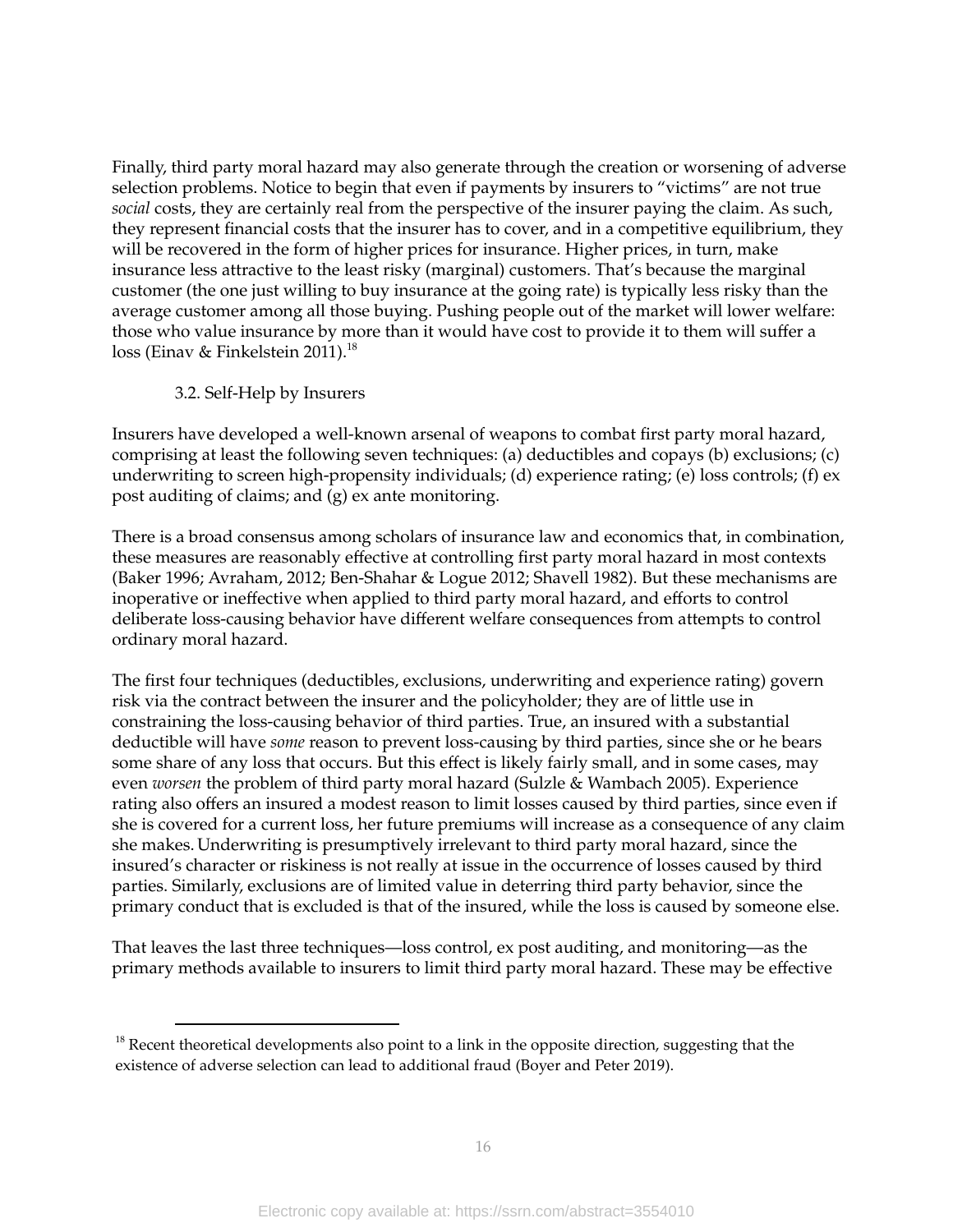Finally, third party moral hazard may also generate through the creation or worsening of adverse selection problems. Notice to begin that even if payments by insurers to "victims" are not true *social* costs, they are certainly real from the perspective of the insurer paying the claim. As such, they represent financial costs that the insurer has to cover, and in a competitive equilibrium, they will be recovered in the form of higher prices for insurance. Higher prices, in turn, make insurance less attractive to the least risky (marginal) customers. That's because the marginal customer (the one just willing to buy insurance at the going rate) is typically less risky than the average customer among all those buying. Pushing people out of the market will lower welfare: those who value insurance by more than it would have cost to provide it to them will suffer a loss (Einav & Finkelstein 2011).[18]

### 3.2. Self-Help by Insurers

Insurers have developed a well-known arsenal of weapons to combat first party moral hazard, comprising at least the following seven techniques: (a) deductibles and copays (b) exclusions; (c) underwriting to screen high-propensity individuals; (d) experience rating; (e) loss controls; (f) ex post auditing of claims; and (g) ex ante monitoring.

There is a broad consensus among scholars of insurance law and economics that, in combination, these measures are reasonably effective at controlling first party moral hazard in most contexts (Baker 1996; Avraham, 2012; Ben-Shahar & Logue 2012; Shavell 1982). But these mechanisms are inoperative or ineffective when applied to third party moral hazard, and efforts to control deliberate loss-causing behavior have different welfare consequences from attempts to control ordinary moral hazard.

The first four techniques (deductibles, exclusions, underwriting and experience rating) govern risk via the contract between the insurer and the policyholder; they are of little use in constraining the loss-causing behavior of third parties. True, an insured with a substantial deductible will have *some* reason to prevent loss-causing by third parties, since she or he bears some share of any loss that occurs. But this effect is likely fairly small, and in some cases, may even *worsen* the problem of third party moral hazard (Sulzle & Wambach 2005). Experience rating also offers an insured a modest reason to limit losses caused by third parties, since even if she is covered for a current loss, her future premiums will increase as a consequence of any claim she makes. Underwriting is presumptively irrelevant to third party moral hazard, since the insured's character or riskiness is not really at issue in the occurrence of losses caused by third parties. Similarly, exclusions are of limited value in deterring third party behavior, since the primary conduct that is excluded is that of the insured, while the loss is caused by someone else.

That leaves the last three techniques—loss control, ex post auditing, and monitoring—as the primary methods available to insurers to limit third party moral hazard. These may be effective

[18] Recent theoretical developments also point to a link in the opposite direction, suggesting that the existence of adverse selection can lead to additional fraud (Boyer and Peter 2019).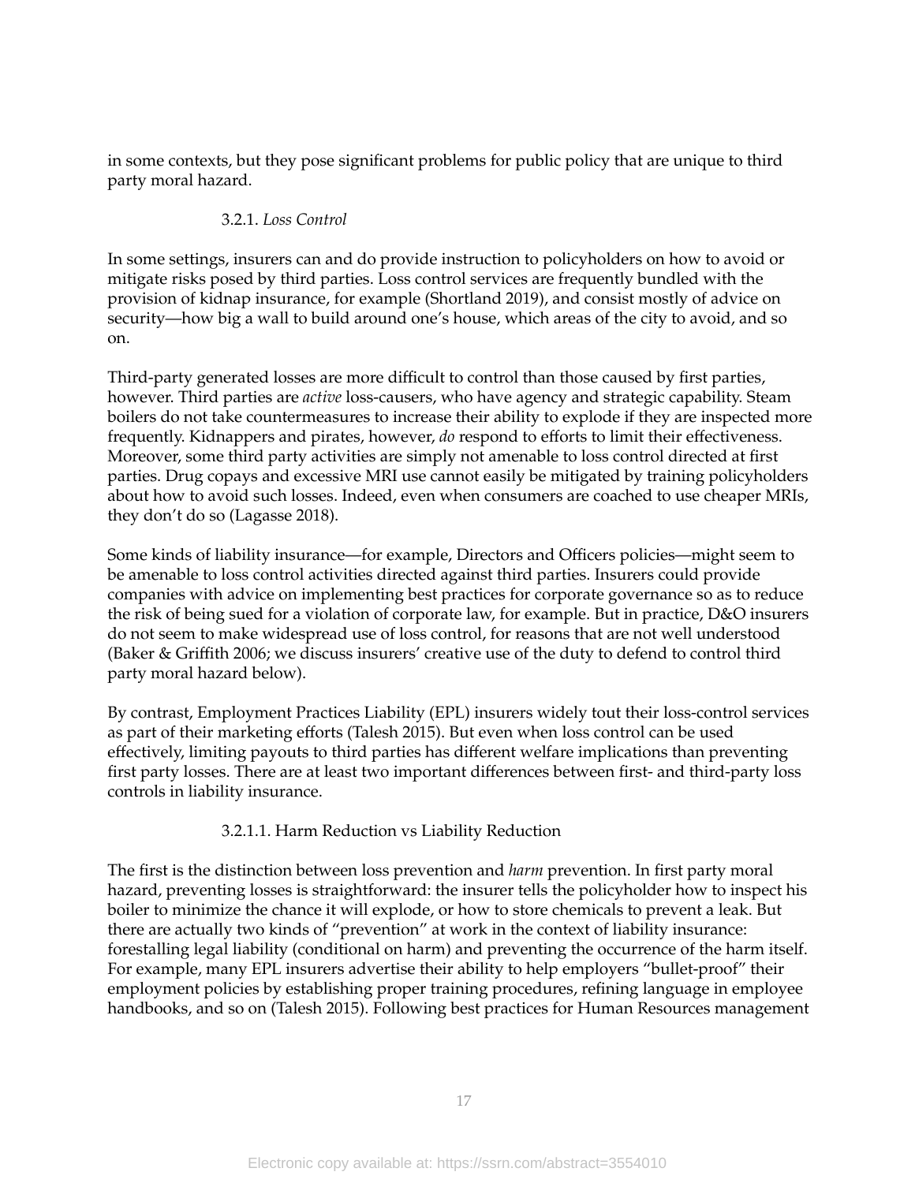in some contexts, but they pose significant problems for public policy that are unique to third party moral hazard.

### 3.2.1. *Loss Control*

In some settings, insurers can and do provide instruction to policyholders on how to avoid or mitigate risks posed by third parties. Loss control services are frequently bundled with the provision of kidnap insurance, for example (Shortland 2019), and consist mostly of advice on security—how big a wall to build around one's house, which areas of the city to avoid, and so on.

Third-party generated losses are more difficult to control than those caused by first parties, however. Third parties are *active* loss-causers, who have agency and strategic capability. Steam boilers do not take countermeasures to increase their ability to explode if they are inspected more frequently. Kidnappers and pirates, however, *do* respond to efforts to limit their effectiveness. Moreover, some third party activities are simply not amenable to loss control directed at first parties. Drug copays and excessive MRI use cannot easily be mitigated by training policyholders about how to avoid such losses. Indeed, even when consumers are coached to use cheaper MRIs, they don't do so (Lagasse 2018).

Some kinds of liability insurance—for example, Directors and Officers policies—might seem to be amenable to loss control activities directed against third parties. Insurers could provide companies with advice on implementing best practices for corporate governance so as to reduce the risk of being sued for a violation of corporate law, for example. But in practice, D&O insurers do not seem to make widespread use of loss control, for reasons that are not well understood (Baker & Griffith 2006; we discuss insurers' creative use of the duty to defend to control third party moral hazard below).

By contrast, Employment Practices Liability (EPL) insurers widely tout their loss-control services as part of their marketing efforts (Talesh 2015). But even when loss control can be used effectively, limiting payouts to third parties has different welfare implications than preventing first party losses. There are at least two important differences between first- and third-party loss controls in liability insurance.

#### 3.2.1.1. Harm Reduction vs Liability Reduction

The first is the distinction between loss prevention and *harm* prevention. In first party moral hazard, preventing losses is straightforward: the insurer tells the policyholder how to inspect his boiler to minimize the chance it will explode, or how to store chemicals to prevent a leak. But there are actually two kinds of "prevention" at work in the context of liability insurance: forestalling legal liability (conditional on harm) and preventing the occurrence of the harm itself. For example, many EPL insurers advertise their ability to help employers "bullet-proof" their employment policies by establishing proper training procedures, refining language in employee handbooks, and so on (Talesh 2015). Following best practices for Human Resources management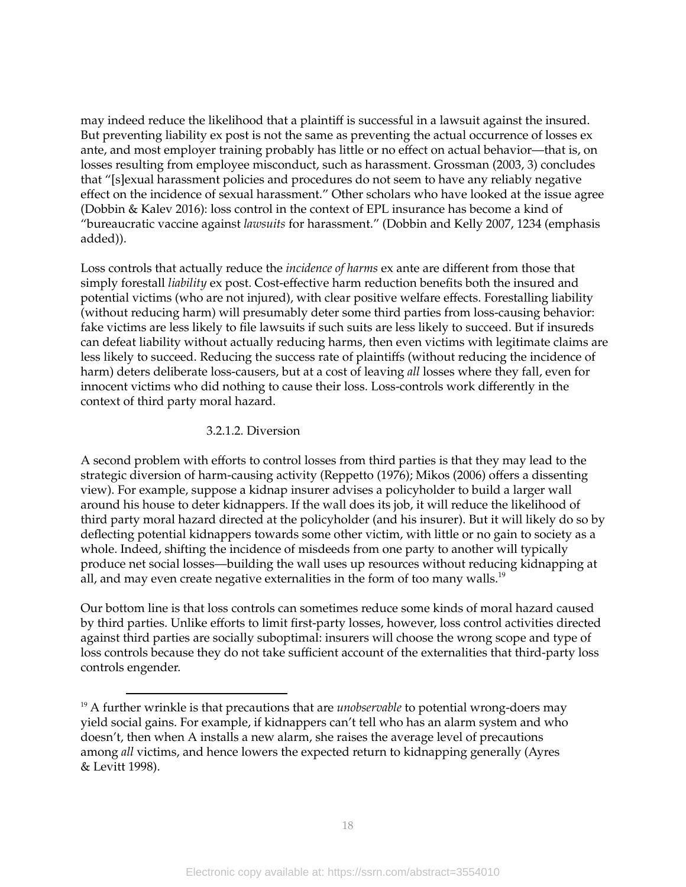may indeed reduce the likelihood that a plaintiff is successful in a lawsuit against the insured. But preventing liability ex post is not the same as preventing the actual occurrence of losses ex ante, and most employer training probably has little or no effect on actual behavior—that is, on losses resulting from employee misconduct, such as harassment. Grossman (2003, 3) concludes that "[s]exual harassment policies and procedures do not seem to have any reliably negative effect on the incidence of sexual harassment." Other scholars who have looked at the issue agree (Dobbin & Kalev 2016): loss control in the context of EPL insurance has become a kind of "bureaucratic vaccine against *lawsuits* for harassment." (Dobbin and Kelly 2007, 1234 (emphasis added)).

Loss controls that actually reduce the *incidence of harms* ex ante are different from those that simply forestall *liability* ex post. Cost-effective harm reduction benefits both the insured and potential victims (who are not injured), with clear positive welfare effects. Forestalling liability (without reducing harm) will presumably deter some third parties from loss-causing behavior: fake victims are less likely to file lawsuits if such suits are less likely to succeed. But if insureds can defeat liability without actually reducing harms, then even victims with legitimate claims are less likely to succeed. Reducing the success rate of plaintiffs (without reducing the incidence of harm) deters deliberate loss-causers, but at a cost of leaving *all* losses where they fall, even for innocent victims who did nothing to cause their loss. Loss-controls work differently in the context of third party moral hazard.

#### 3.2.1.2. Diversion

A second problem with efforts to control losses from third parties is that they may lead to the strategic diversion of harm-causing activity (Reppetto (1976); Mikos (2006) offers a dissenting view). For example, suppose a kidnap insurer advises a policyholder to build a larger wall around his house to deter kidnappers. If the wall does its job, it will reduce the likelihood of third party moral hazard directed at the policyholder (and his insurer). But it will likely do so by deflecting potential kidnappers towards some other victim, with little or no gain to society as a whole. Indeed, shifting the incidence of misdeeds from one party to another will typically produce net social losses—building the wall uses up resources without reducing kidnapping at all, and may even create negative externalities in the form of too many walls.[19]

Our bottom line is that loss controls can sometimes reduce some kinds of moral hazard caused by third parties. Unlike efforts to limit first-party losses, however, loss control activities directed against third parties are socially suboptimal: insurers will choose the wrong scope and type of loss controls because they do not take sufficient account of the externalities that third-party loss controls engender.

---

[19] A further wrinkle is that precautions that are *unobservable* to potential wrong-doers may yield social gains. For example, if kidnappers can't tell who has an alarm system and who doesn't, then when A installs a new alarm, she raises the average level of precautions among *all* victims, and hence lowers the expected return to kidnapping generally (Ayres & Levitt 1998).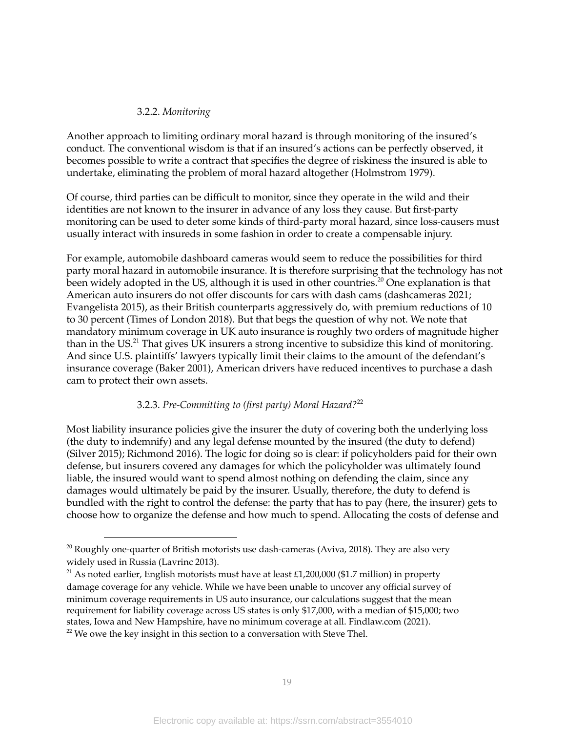### 3.2.2. *Monitoring*

Another approach to limiting ordinary moral hazard is through monitoring of the insured's conduct. The conventional wisdom is that if an insured's actions can be perfectly observed, it becomes possible to write a contract that specifies the degree of riskiness the insured is able to undertake, eliminating the problem of moral hazard altogether (Holmstrom 1979).

Of course, third parties can be difficult to monitor, since they operate in the wild and their identities are not known to the insurer in advance of any loss they cause. But first-party monitoring can be used to deter some kinds of third-party moral hazard, since loss-causers must usually interact with insureds in some fashion in order to create a compensable injury.

For example, automobile dashboard cameras would seem to reduce the possibilities for third party moral hazard in automobile insurance. It is therefore surprising that the technology has not been widely adopted in the US, although it is used in other countries.[20] One explanation is that American auto insurers do not offer discounts for cars with dash cams (dashcameras 2021; Evangelista 2015), as their British counterparts aggressively do, with premium reductions of 10 to 30 percent (Times of London 2018). But that begs the question of why not. We note that mandatory minimum coverage in UK auto insurance is roughly two orders of magnitude higher than in the US.[21] That gives UK insurers a strong incentive to subsidize this kind of monitoring. And since U.S. plaintiffs' lawyers typically limit their claims to the amount of the defendant's insurance coverage (Baker 2001), American drivers have reduced incentives to purchase a dash cam to protect their own assets.

### 3.2.3. *Pre-Committing to (first party) Moral Hazard?*[22]

Most liability insurance policies give the insurer the duty of covering both the underlying loss (the duty to indemnify) and any legal defense mounted by the insured (the duty to defend) (Silver 2015); Richmond 2016). The logic for doing so is clear: if policyholders paid for their own defense, but insurers covered any damages for which the policyholder was ultimately found liable, the insured would want to spend almost nothing on defending the claim, since any damages would ultimately be paid by the insurer. Usually, therefore, the duty to defend is bundled with the right to control the defense: the party that has to pay (here, the insurer) gets to choose how to organize the defense and how much to spend. Allocating the costs of defense and

---

[20] Roughly one-quarter of British motorists use dash-cameras (Aviva, 2018). They are also very widely used in Russia (Lavrinc 2013).

[21] As noted earlier, English motorists must have at least £1,200,000 ($1.7 million) in property damage coverage for any vehicle. While we have been unable to uncover any official survey of minimum coverage requirements in US auto insurance, our calculations suggest that the mean requirement for liability coverage across US states is only $17,000, with a median of $15,000; two states, Iowa and New Hampshire, have no minimum coverage at all. Findlaw.com (2021).

[22] We owe the key insight in this section to a conversation with Steve Thel.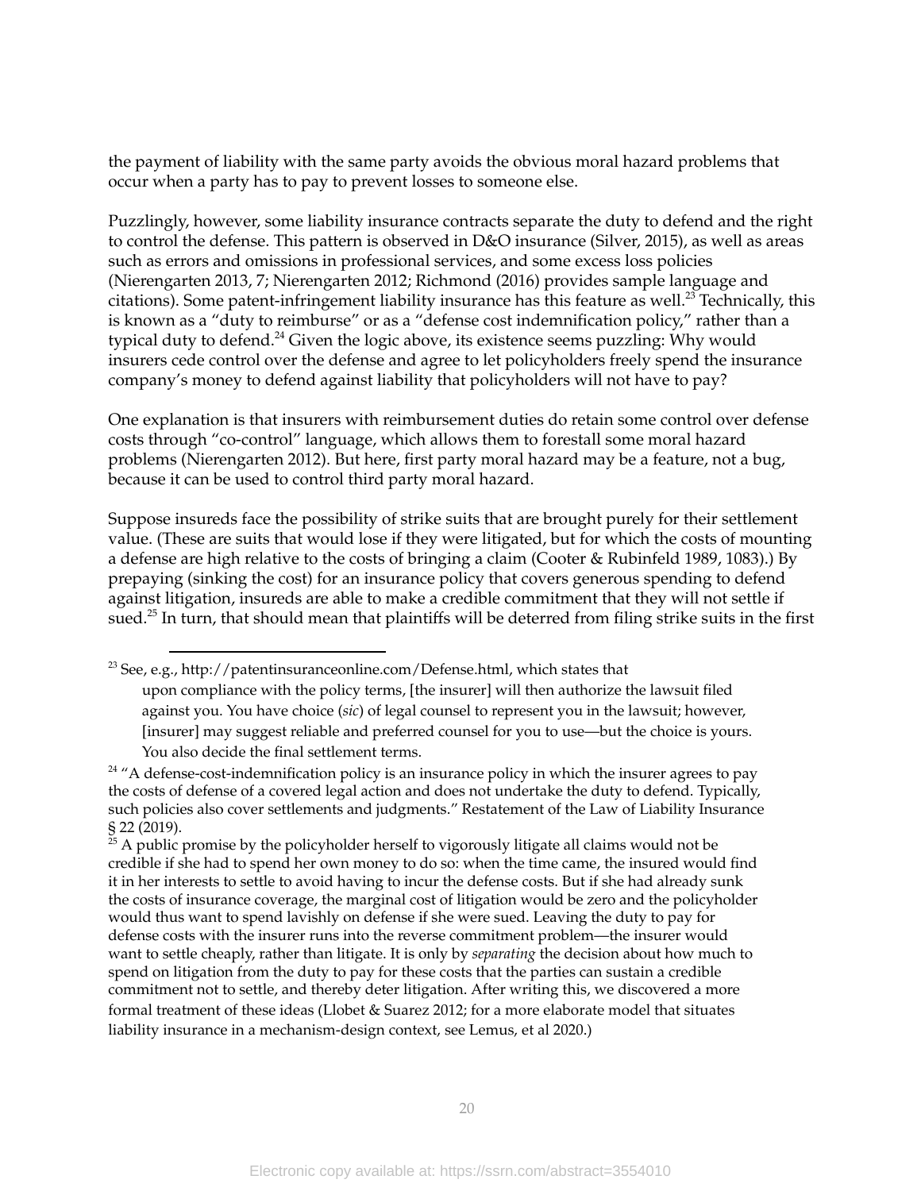the payment of liability with the same party avoids the obvious moral hazard problems that occur when a party has to pay to prevent losses to someone else.

Puzzlingly, however, some liability insurance contracts separate the duty to defend and the right to control the defense. This pattern is observed in D&O insurance (Silver, 2015), as well as areas such as errors and omissions in professional services, and some excess loss policies (Nierengarten 2013, 7; Nierengarten 2012; Richmond (2016) provides sample language and citations). Some patent-infringement liability insurance has this feature as well.[23] Technically, this is known as a "duty to reimburse" or as a "defense cost indemnification policy," rather than a typical duty to defend.[24] Given the logic above, its existence seems puzzling: Why would insurers cede control over the defense and agree to let policyholders freely spend the insurance company's money to defend against liability that policyholders will not have to pay?

One explanation is that insurers with reimbursement duties do retain some control over defense costs through "co-control" language, which allows them to forestall some moral hazard problems (Nierengarten 2012). But here, first party moral hazard may be a feature, not a bug, because it can be used to control third party moral hazard.

Suppose insureds face the possibility of strike suits that are brought purely for their settlement value. (These are suits that would lose if they were litigated, but for which the costs of mounting a defense are high relative to the costs of bringing a claim (Cooter & Rubinfeld 1989, 1083).) By prepaying (sinking the cost) for an insurance policy that covers generous spending to defend against litigation, insureds are able to make a credible commitment that they will not settle if sued.[25] In turn, that should mean that plaintiffs will be deterred from filing strike suits in the first

---

[23] See, e.g., http://patentinsuranceonline.com/Defense.html, which states that

> upon compliance with the policy terms, [the insurer] will then authorize the lawsuit filed against you. You have choice (*sic*) of legal counsel to represent you in the lawsuit; however, [insurer] may suggest reliable and preferred counsel for you to use—but the choice is yours. You also decide the final settlement terms.

[24] "A defense-cost-indemnification policy is an insurance policy in which the insurer agrees to pay the costs of defense of a covered legal action and does not undertake the duty to defend. Typically, such policies also cover settlements and judgments." Restatement of the Law of Liability Insurance § 22 (2019).

[25] A public promise by the policyholder herself to vigorously litigate all claims would not be credible if she had to spend her own money to do so: when the time came, the insured would find it in her interests to settle to avoid having to incur the defense costs. But if she had already sunk the costs of insurance coverage, the marginal cost of litigation would be zero and the policyholder would thus want to spend lavishly on defense if she were sued. Leaving the duty to pay for defense costs with the insurer runs into the reverse commitment problem—the insurer would want to settle cheaply, rather than litigate. It is only by *separating* the decision about how much to spend on litigation from the duty to pay for these costs that the parties can sustain a credible commitment not to settle, and thereby deter litigation. After writing this, we discovered a more formal treatment of these ideas (Llobet & Suarez 2012; for a more elaborate model that situates liability insurance in a mechanism-design context, see Lemus, et al 2020.)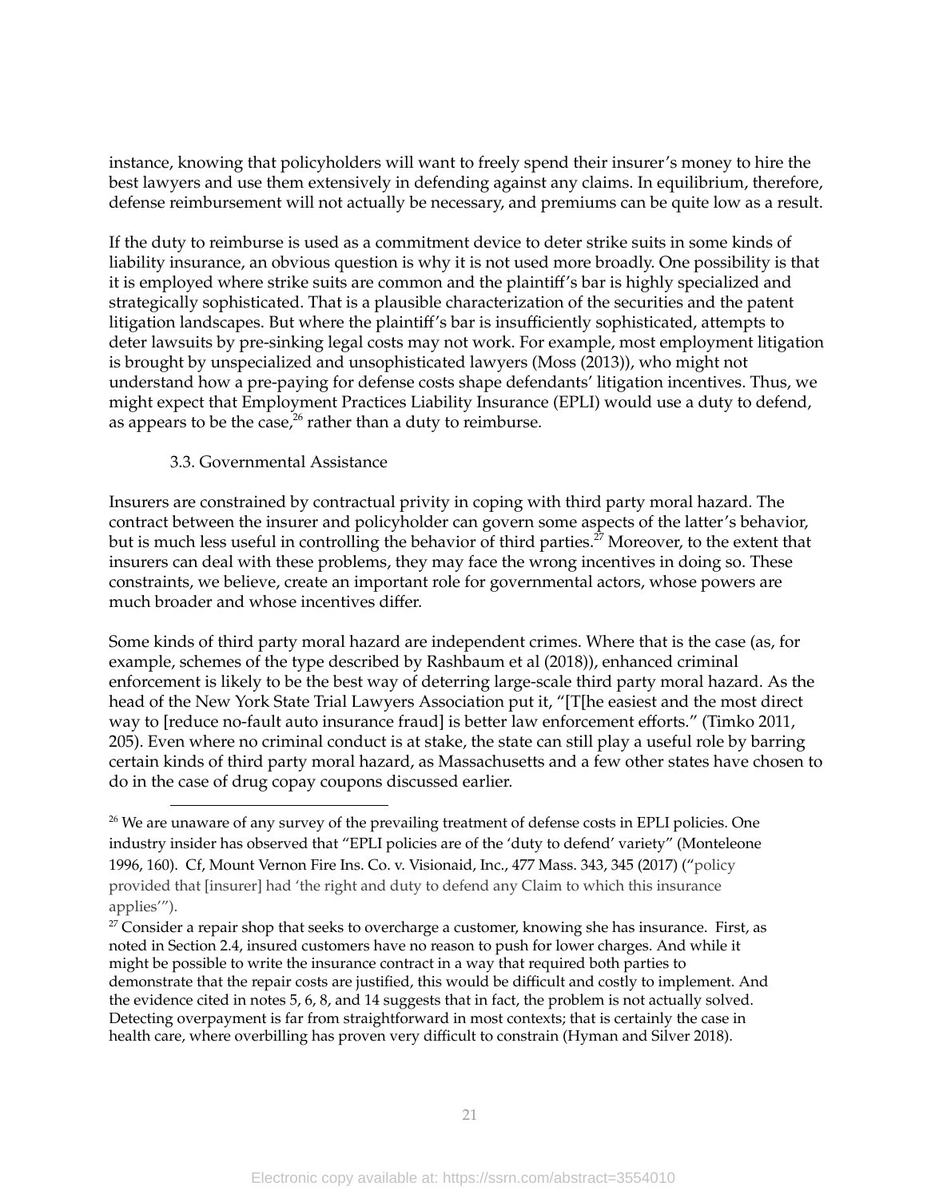instance, knowing that policyholders will want to freely spend their insurer's money to hire the best lawyers and use them extensively in defending against any claims. In equilibrium, therefore, defense reimbursement will not actually be necessary, and premiums can be quite low as a result.

If the duty to reimburse is used as a commitment device to deter strike suits in some kinds of liability insurance, an obvious question is why it is not used more broadly. One possibility is that it is employed where strike suits are common and the plaintiff's bar is highly specialized and strategically sophisticated. That is a plausible characterization of the securities and the patent litigation landscapes. But where the plaintiff's bar is insufficiently sophisticated, attempts to deter lawsuits by pre-sinking legal costs may not work. For example, most employment litigation is brought by unspecialized and unsophisticated lawyers (Moss (2013)), who might not understand how a pre-paying for defense costs shape defendants' litigation incentives. Thus, we might expect that Employment Practices Liability Insurance (EPLI) would use a duty to defend, as appears to be the case,[26] rather than a duty to reimburse.

### 3.3. Governmental Assistance

Insurers are constrained by contractual privity in coping with third party moral hazard. The contract between the insurer and policyholder can govern some aspects of the latter's behavior, but is much less useful in controlling the behavior of third parties.[27] Moreover, to the extent that insurers can deal with these problems, they may face the wrong incentives in doing so. These constraints, we believe, create an important role for governmental actors, whose powers are much broader and whose incentives differ.

Some kinds of third party moral hazard are independent crimes. Where that is the case (as, for example, schemes of the type described by Rashbaum et al (2018)), enhanced criminal enforcement is likely to be the best way of deterring large-scale third party moral hazard. As the head of the New York State Trial Lawyers Association put it, "[T[he easiest and the most direct way to [reduce no-fault auto insurance fraud] is better law enforcement efforts." (Timko 2011, 205). Even where no criminal conduct is at stake, the state can still play a useful role by barring certain kinds of third party moral hazard, as Massachusetts and a few other states have chosen to do in the case of drug copay coupons discussed earlier.

---

[26] We are unaware of any survey of the prevailing treatment of defense costs in EPLI policies. One industry insider has observed that "EPLI policies are of the 'duty to defend' variety" (Monteleone 1996, 160). Cf, Mount Vernon Fire Ins. Co. v. Visionaid, Inc., 477 Mass. 343, 345 (2017) ("policy provided that [insurer] had 'the right and duty to defend any Claim to which this insurance applies'").

[27] Consider a repair shop that seeks to overcharge a customer, knowing she has insurance. First, as noted in Section 2.4, insured customers have no reason to push for lower charges. And while it might be possible to write the insurance contract in a way that required both parties to demonstrate that the repair costs are justified, this would be difficult and costly to implement. And the evidence cited in notes 5, 6, 8, and 14 suggests that in fact, the problem is not actually solved. Detecting overpayment is far from straightforward in most contexts; that is certainly the case in health care, where overbilling has proven very difficult to constrain (Hyman and Silver 2018).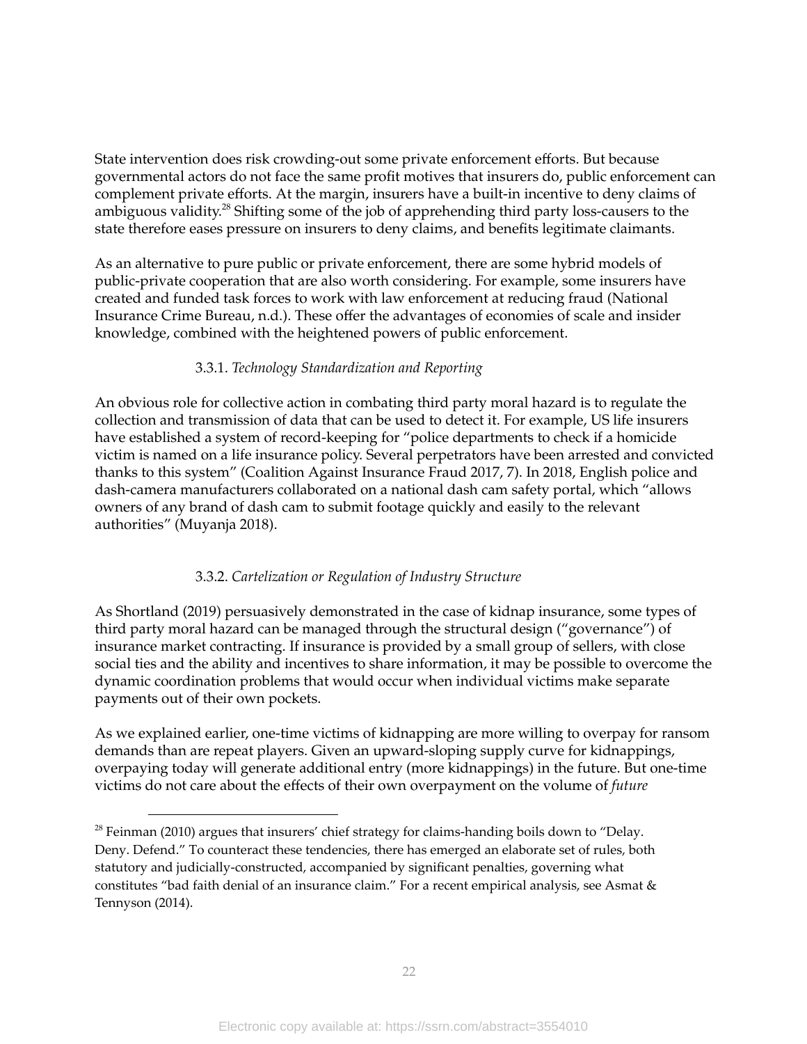State intervention does risk crowding-out some private enforcement efforts. But because governmental actors do not face the same profit motives that insurers do, public enforcement can complement private efforts. At the margin, insurers have a built-in incentive to deny claims of ambiguous validity.[28] Shifting some of the job of apprehending third party loss-causers to the state therefore eases pressure on insurers to deny claims, and benefits legitimate claimants.

As an alternative to pure public or private enforcement, there are some hybrid models of public-private cooperation that are also worth considering. For example, some insurers have created and funded task forces to work with law enforcement at reducing fraud (National Insurance Crime Bureau, n.d.). These offer the advantages of economies of scale and insider knowledge, combined with the heightened powers of public enforcement.

### 3.3.1. *Technology Standardization and Reporting*

An obvious role for collective action in combating third party moral hazard is to regulate the collection and transmission of data that can be used to detect it. For example, US life insurers have established a system of record-keeping for "police departments to check if a homicide victim is named on a life insurance policy. Several perpetrators have been arrested and convicted thanks to this system" (Coalition Against Insurance Fraud 2017, 7). In 2018, English police and dash-camera manufacturers collaborated on a national dash cam safety portal, which "allows owners of any brand of dash cam to submit footage quickly and easily to the relevant authorities" (Muyanja 2018).

### 3.3.2. *Cartelization or Regulation of Industry Structure*

As Shortland (2019) persuasively demonstrated in the case of kidnap insurance, some types of third party moral hazard can be managed through the structural design ("governance") of insurance market contracting. If insurance is provided by a small group of sellers, with close social ties and the ability and incentives to share information, it may be possible to overcome the dynamic coordination problems that would occur when individual victims make separate payments out of their own pockets.

As we explained earlier, one-time victims of kidnapping are more willing to overpay for ransom demands than are repeat players. Given an upward-sloping supply curve for kidnappings, overpaying today will generate additional entry (more kidnappings) in the future. But one-time victims do not care about the effects of their own overpayment on the volume of *future*

---

[28] Feinman (2010) argues that insurers' chief strategy for claims-handing boils down to "Delay. Deny. Defend." To counteract these tendencies, there has emerged an elaborate set of rules, both statutory and judicially-constructed, accompanied by significant penalties, governing what constitutes "bad faith denial of an insurance claim." For a recent empirical analysis, see Asmat & Tennyson (2014).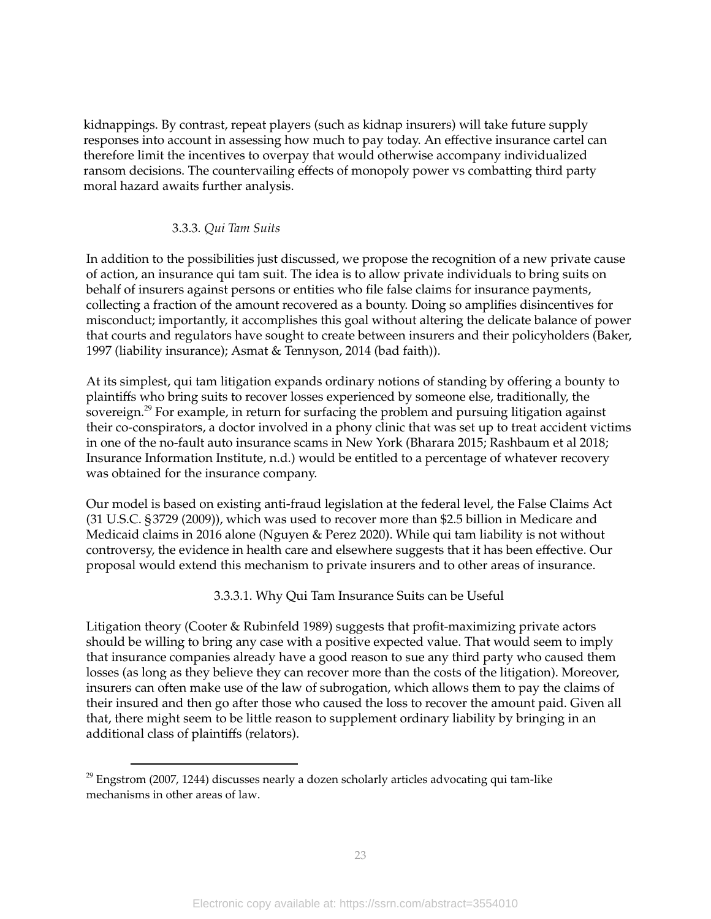kidnappings. By contrast, repeat players (such as kidnap insurers) will take future supply responses into account in assessing how much to pay today. An effective insurance cartel can therefore limit the incentives to overpay that would otherwise accompany individualized ransom decisions. The countervailing effects of monopoly power vs combatting third party moral hazard awaits further analysis.

### 3.3.3. *Qui Tam Suits*

In addition to the possibilities just discussed, we propose the recognition of a new private cause of action, an insurance qui tam suit. The idea is to allow private individuals to bring suits on behalf of insurers against persons or entities who file false claims for insurance payments, collecting a fraction of the amount recovered as a bounty. Doing so amplifies disincentives for misconduct; importantly, it accomplishes this goal without altering the delicate balance of power that courts and regulators have sought to create between insurers and their policyholders (Baker, 1997 (liability insurance); Asmat & Tennyson, 2014 (bad faith)).

At its simplest, qui tam litigation expands ordinary notions of standing by offering a bounty to plaintiffs who bring suits to recover losses experienced by someone else, traditionally, the sovereign.[29] For example, in return for surfacing the problem and pursuing litigation against their co-conspirators, a doctor involved in a phony clinic that was set up to treat accident victims in one of the no-fault auto insurance scams in New York (Bharara 2015; Rashbaum et al 2018; Insurance Information Institute, n.d.) would be entitled to a percentage of whatever recovery was obtained for the insurance company.

Our model is based on existing anti-fraud legislation at the federal level, the False Claims Act (31 U.S.C. §3729 (2009)), which was used to recover more than $2.5 billion in Medicare and Medicaid claims in 2016 alone (Nguyen & Perez 2020). While qui tam liability is not without controversy, the evidence in health care and elsewhere suggests that it has been effective. Our proposal would extend this mechanism to private insurers and to other areas of insurance.

#### 3.3.3.1. Why Qui Tam Insurance Suits can be Useful

Litigation theory (Cooter & Rubinfeld 1989) suggests that profit-maximizing private actors should be willing to bring any case with a positive expected value. That would seem to imply that insurance companies already have a good reason to sue any third party who caused them losses (as long as they believe they can recover more than the costs of the litigation). Moreover, insurers can often make use of the law of subrogation, which allows them to pay the claims of their insured and then go after those who caused the loss to recover the amount paid. Given all that, there might seem to be little reason to supplement ordinary liability by bringing in an additional class of plaintiffs (relators).

[29] Engstrom (2007, 1244) discusses nearly a dozen scholarly articles advocating qui tam-like mechanisms in other areas of law.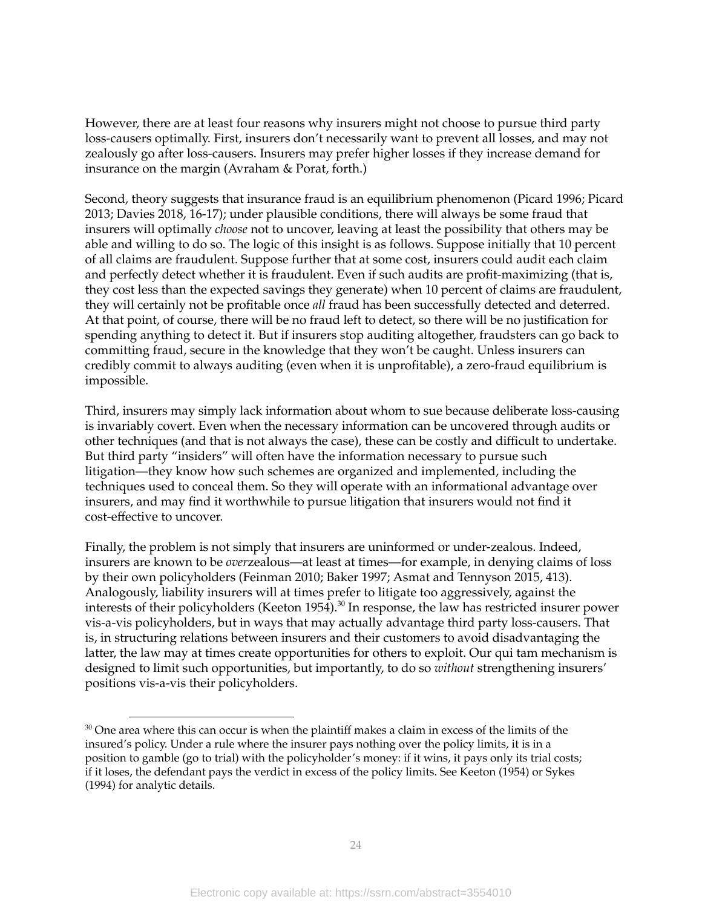However, there are at least four reasons why insurers might not choose to pursue third party loss-causers optimally. First, insurers don't necessarily want to prevent all losses, and may not zealously go after loss-causers. Insurers may prefer higher losses if they increase demand for insurance on the margin (Avraham & Porat, forth.)

Second, theory suggests that insurance fraud is an equilibrium phenomenon (Picard 1996; Picard 2013; Davies 2018, 16-17); under plausible conditions, there will always be some fraud that insurers will optimally *choose* not to uncover, leaving at least the possibility that others may be able and willing to do so. The logic of this insight is as follows. Suppose initially that 10 percent of all claims are fraudulent. Suppose further that at some cost, insurers could audit each claim and perfectly detect whether it is fraudulent. Even if such audits are profit-maximizing (that is, they cost less than the expected savings they generate) when 10 percent of claims are fraudulent, they will certainly not be profitable once *all* fraud has been successfully detected and deterred. At that point, of course, there will be no fraud left to detect, so there will be no justification for spending anything to detect it. But if insurers stop auditing altogether, fraudsters can go back to committing fraud, secure in the knowledge that they won't be caught. Unless insurers can credibly commit to always auditing (even when it is unprofitable), a zero-fraud equilibrium is impossible.

Third, insurers may simply lack information about whom to sue because deliberate loss-causing is invariably covert. Even when the necessary information can be uncovered through audits or other techniques (and that is not always the case), these can be costly and difficult to undertake. But third party "insiders" will often have the information necessary to pursue such litigation—they know how such schemes are organized and implemented, including the techniques used to conceal them. So they will operate with an informational advantage over insurers, and may find it worthwhile to pursue litigation that insurers would not find it cost-effective to uncover.

Finally, the problem is not simply that insurers are uninformed or under-zealous. Indeed, insurers are known to be *over*zealous—at least at times—for example, in denying claims of loss by their own policyholders (Feinman 2010; Baker 1997; Asmat and Tennyson 2015, 413). Analogously, liability insurers will at times prefer to litigate too aggressively, against the interests of their policyholders (Keeton 1954).[30] In response, the law has restricted insurer power vis-a-vis policyholders, but in ways that may actually advantage third party loss-causers. That is, in structuring relations between insurers and their customers to avoid disadvantaging the latter, the law may at times create opportunities for others to exploit. Our qui tam mechanism is designed to limit such opportunities, but importantly, to do so *without* strengthening insurers' positions vis-a-vis their policyholders.

[30] One area where this can occur is when the plaintiff makes a claim in excess of the limits of the insured's policy. Under a rule where the insurer pays nothing over the policy limits, it is in a position to gamble (go to trial) with the policyholder's money: if it wins, it pays only its trial costs; if it loses, the defendant pays the verdict in excess of the policy limits. See Keeton (1954) or Sykes (1994) for analytic details.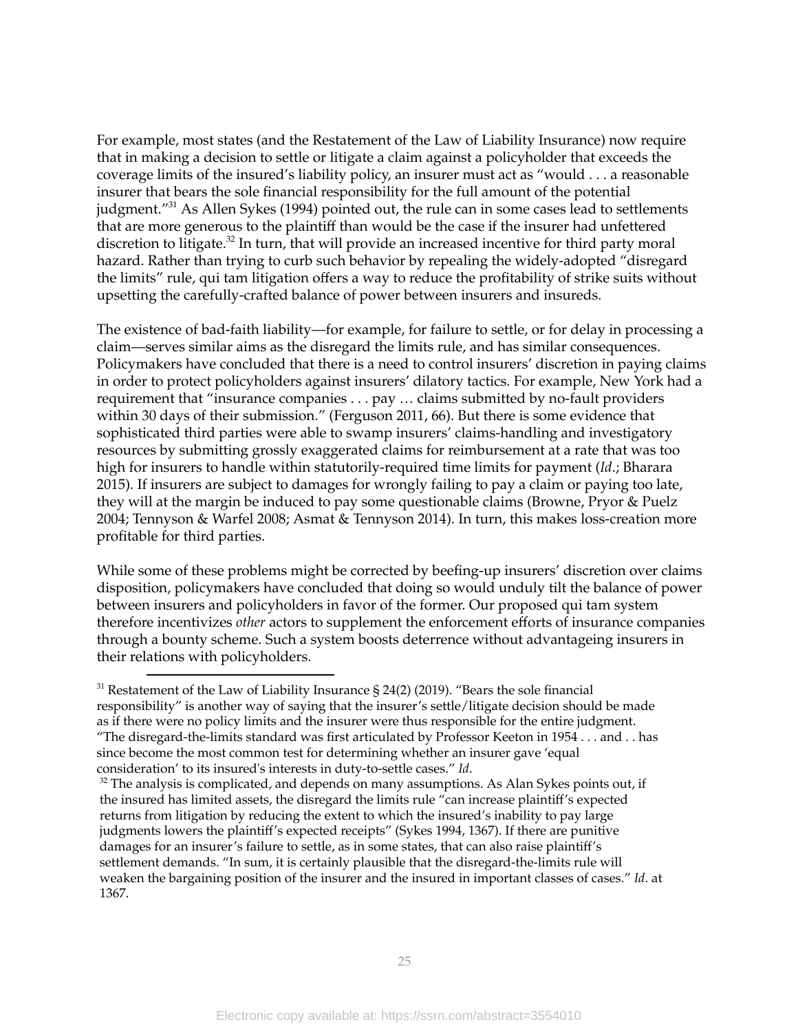For example, most states (and the Restatement of the Law of Liability Insurance) now require that in making a decision to settle or litigate a claim against a policyholder that exceeds the coverage limits of the insured's liability policy, an insurer must act as "would . . . a reasonable insurer that bears the sole financial responsibility for the full amount of the potential judgment."[31] As Allen Sykes (1994) pointed out, the rule can in some cases lead to settlements that are more generous to the plaintiff than would be the case if the insurer had unfettered discretion to litigate.[32] In turn, that will provide an increased incentive for third party moral hazard. Rather than trying to curb such behavior by repealing the widely-adopted "disregard the limits" rule, qui tam litigation offers a way to reduce the profitability of strike suits without upsetting the carefully-crafted balance of power between insurers and insureds.

The existence of bad-faith liability—for example, for failure to settle, or for delay in processing a claim—serves similar aims as the disregard the limits rule, and has similar consequences. Policymakers have concluded that there is a need to control insurers' discretion in paying claims in order to protect policyholders against insurers' dilatory tactics. For example, New York had a requirement that "insurance companies . . . pay … claims submitted by no-fault providers within 30 days of their submission." (Ferguson 2011, 66). But there is some evidence that sophisticated third parties were able to swamp insurers' claims-handling and investigatory resources by submitting grossly exaggerated claims for reimbursement at a rate that was too high for insurers to handle within statutorily-required time limits for payment (*Id*.; Bharara 2015). If insurers are subject to damages for wrongly failing to pay a claim or paying too late, they will at the margin be induced to pay some questionable claims (Browne, Pryor & Puelz 2004; Tennyson & Warfel 2008; Asmat & Tennyson 2014). In turn, this makes loss-creation more profitable for third parties.

While some of these problems might be corrected by beefing-up insurers' discretion over claims disposition, policymakers have concluded that doing so would unduly tilt the balance of power between insurers and policyholders in favor of the former. Our proposed qui tam system therefore incentivizes *other* actors to supplement the enforcement efforts of insurance companies through a bounty scheme. Such a system boosts deterrence without advantageing insurers in their relations with policyholders.

---

[31] Restatement of the Law of Liability Insurance § 24(2) (2019). "Bears the sole financial responsibility" is another way of saying that the insurer's settle/litigate decision should be made as if there were no policy limits and the insurer were thus responsible for the entire judgment. "The disregard-the-limits standard was first articulated by Professor Keeton in 1954 . . . and . . has since become the most common test for determining whether an insurer gave 'equal consideration' to its insured's interests in duty-to-settle cases." *Id*.

[32] The analysis is complicated, and depends on many assumptions. As Alan Sykes points out, if the insured has limited assets, the disregard the limits rule "can increase plaintiff's expected returns from litigation by reducing the extent to which the insured's inability to pay large judgments lowers the plaintiff's expected receipts" (Sykes 1994, 1367). If there are punitive damages for an insurer's failure to settle, as in some states, that can also raise plaintiff's settlement demands. "In sum, it is certainly plausible that the disregard-the-limits rule will weaken the bargaining position of the insurer and the insured in important classes of cases." *Id*. at 1367.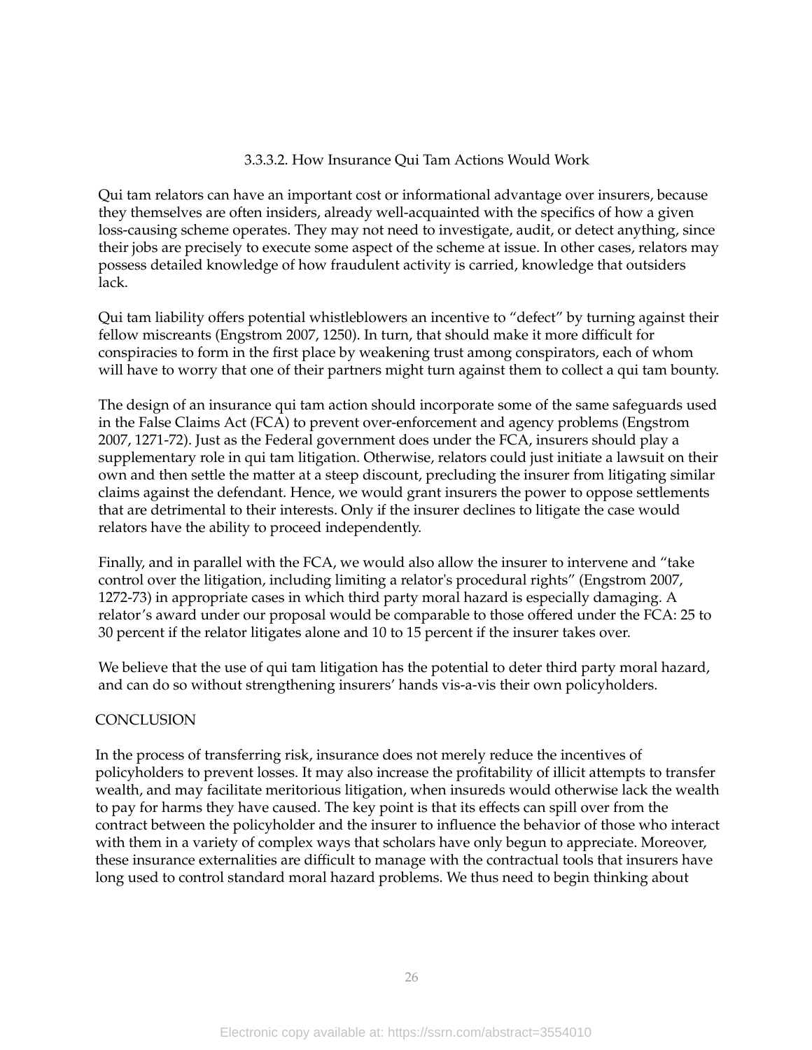### 3.3.3.2. How Insurance Qui Tam Actions Would Work

Qui tam relators can have an important cost or informational advantage over insurers, because they themselves are often insiders, already well-acquainted with the specifics of how a given loss-causing scheme operates. They may not need to investigate, audit, or detect anything, since their jobs are precisely to execute some aspect of the scheme at issue. In other cases, relators may possess detailed knowledge of how fraudulent activity is carried, knowledge that outsiders lack.

Qui tam liability offers potential whistleblowers an incentive to "defect" by turning against their fellow miscreants (Engstrom 2007, 1250). In turn, that should make it more difficult for conspiracies to form in the first place by weakening trust among conspirators, each of whom will have to worry that one of their partners might turn against them to collect a qui tam bounty.

The design of an insurance qui tam action should incorporate some of the same safeguards used in the False Claims Act (FCA) to prevent over-enforcement and agency problems (Engstrom 2007, 1271-72). Just as the Federal government does under the FCA, insurers should play a supplementary role in qui tam litigation. Otherwise, relators could just initiate a lawsuit on their own and then settle the matter at a steep discount, precluding the insurer from litigating similar claims against the defendant. Hence, we would grant insurers the power to oppose settlements that are detrimental to their interests. Only if the insurer declines to litigate the case would relators have the ability to proceed independently.

Finally, and in parallel with the FCA, we would also allow the insurer to intervene and "take control over the litigation, including limiting a relator's procedural rights" (Engstrom 2007, 1272-73) in appropriate cases in which third party moral hazard is especially damaging. A relator's award under our proposal would be comparable to those offered under the FCA: 25 to 30 percent if the relator litigates alone and 10 to 15 percent if the insurer takes over.

We believe that the use of qui tam litigation has the potential to deter third party moral hazard, and can do so without strengthening insurers' hands vis-a-vis their own policyholders.

## CONCLUSION

In the process of transferring risk, insurance does not merely reduce the incentives of policyholders to prevent losses. It may also increase the profitability of illicit attempts to transfer wealth, and may facilitate meritorious litigation, when insureds would otherwise lack the wealth to pay for harms they have caused. The key point is that its effects can spill over from the contract between the policyholder and the insurer to influence the behavior of those who interact with them in a variety of complex ways that scholars have only begun to appreciate. Moreover, these insurance externalities are difficult to manage with the contractual tools that insurers have long used to control standard moral hazard problems. We thus need to begin thinking about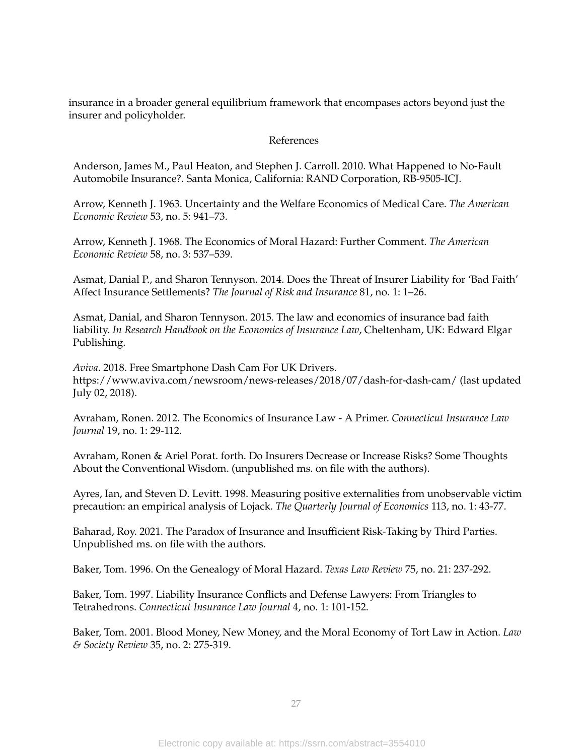insurance in a broader general equilibrium framework that encompases actors beyond just the insurer and policyholder.

## References

Anderson, James M., Paul Heaton, and Stephen J. Carroll. 2010. What Happened to No-Fault Automobile Insurance?. Santa Monica, California: RAND Corporation, RB-9505-ICJ.

Arrow, Kenneth J. 1963. Uncertainty and the Welfare Economics of Medical Care. *The American Economic Review* 53, no. 5: 941–73.

Arrow, Kenneth J. 1968. The Economics of Moral Hazard: Further Comment. *The American Economic Review* 58, no. 3: 537–539.

Asmat, Danial P., and Sharon Tennyson. 2014. Does the Threat of Insurer Liability for 'Bad Faith' Affect Insurance Settlements? *The Journal of Risk and Insurance* 81, no. 1: 1–26.

Asmat, Danial, and Sharon Tennyson. 2015. The law and economics of insurance bad faith liability. *In Research Handbook on the Economics of Insurance Law*, Cheltenham, UK: Edward Elgar Publishing.

*Aviva*. 2018. Free Smartphone Dash Cam For UK Drivers. https://www.aviva.com/newsroom/news-releases/2018/07/dash-for-dash-cam/ (last updated July 02, 2018).

Avraham, Ronen. 2012. The Economics of Insurance Law - A Primer. *Connecticut Insurance Law Journal* 19, no. 1: 29-112.

Avraham, Ronen & Ariel Porat. forth. Do Insurers Decrease or Increase Risks? Some Thoughts About the Conventional Wisdom. (unpublished ms. on file with the authors).

Ayres, Ian, and Steven D. Levitt. 1998. Measuring positive externalities from unobservable victim precaution: an empirical analysis of Lojack. *The Quarterly Journal of Economics* 113, no. 1: 43-77.

Baharad, Roy. 2021. The Paradox of Insurance and Insufficient Risk-Taking by Third Parties. Unpublished ms. on file with the authors.

Baker, Tom. 1996. On the Genealogy of Moral Hazard. *Texas Law Review* 75, no. 21: 237-292.

Baker, Tom. 1997. Liability Insurance Conflicts and Defense Lawyers: From Triangles to Tetrahedrons. *Connecticut Insurance Law Journal* 4, no. 1: 101-152.

Baker, Tom. 2001. Blood Money, New Money, and the Moral Economy of Tort Law in Action. *Law & Society Review* 35, no. 2: 275-319.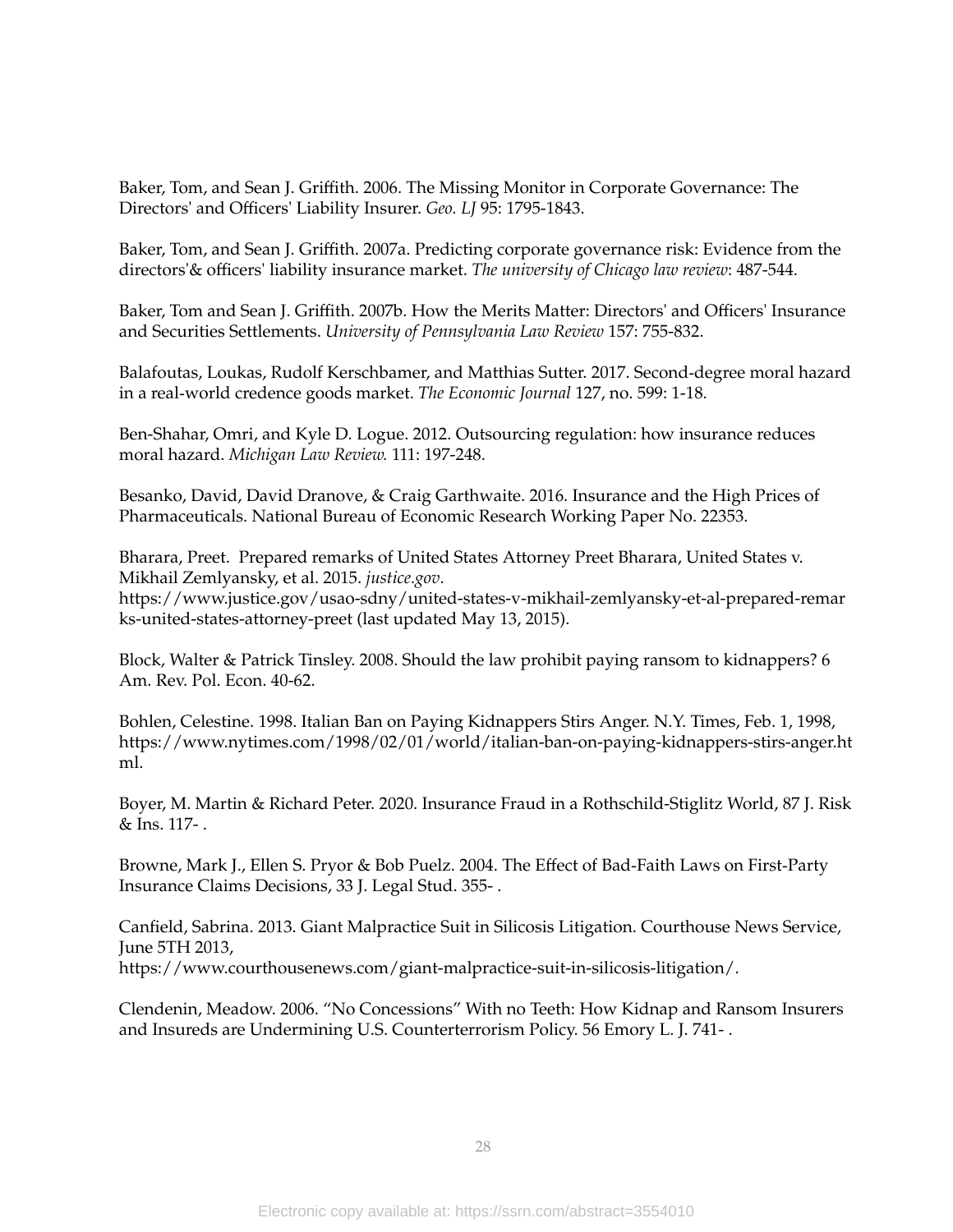Baker, Tom, and Sean J. Griffith. 2006. The Missing Monitor in Corporate Governance: The Directors' and Officers' Liability Insurer. *Geo. LJ* 95: 1795-1843.

Baker, Tom, and Sean J. Griffith. 2007a. Predicting corporate governance risk: Evidence from the directors'& officers' liability insurance market. *The university of Chicago law review*: 487-544.

Baker, Tom and Sean J. Griffith. 2007b. How the Merits Matter: Directors' and Officers' Insurance and Securities Settlements. *University of Pennsylvania Law Review* 157: 755-832.

Balafoutas, Loukas, Rudolf Kerschbamer, and Matthias Sutter. 2017. Second-degree moral hazard in a real-world credence goods market. *The Economic Journal* 127, no. 599: 1-18.

Ben-Shahar, Omri, and Kyle D. Logue. 2012. Outsourcing regulation: how insurance reduces moral hazard. *Michigan Law Review.* 111: 197-248.

Besanko, David, David Dranove, & Craig Garthwaite. 2016. Insurance and the High Prices of Pharmaceuticals. National Bureau of Economic Research Working Paper No. 22353.

Bharara, Preet. Prepared remarks of United States Attorney Preet Bharara, United States v. Mikhail Zemlyansky, et al. 2015. *justice.gov*. https://www.justice.gov/usao-sdny/united-states-v-mikhail-zemlyansky-et-al-prepared-remarks-united-states-attorney-preet (last updated May 13, 2015).

Block, Walter & Patrick Tinsley. 2008. Should the law prohibit paying ransom to kidnappers? 6 Am. Rev. Pol. Econ. 40-62.

Bohlen, Celestine. 1998. Italian Ban on Paying Kidnappers Stirs Anger. N.Y. Times, Feb. 1, 1998, https://www.nytimes.com/1998/02/01/world/italian-ban-on-paying-kidnappers-stirs-anger.html.

Boyer, M. Martin & Richard Peter. 2020. Insurance Fraud in a Rothschild-Stiglitz World, 87 J. Risk & Ins. 117- .

Browne, Mark J., Ellen S. Pryor & Bob Puelz. 2004. The Effect of Bad-Faith Laws on First-Party Insurance Claims Decisions, 33 J. Legal Stud. 355- .

Canfield, Sabrina. 2013. Giant Malpractice Suit in Silicosis Litigation. Courthouse News Service, June 5TH 2013, https://www.courthousenews.com/giant-malpractice-suit-in-silicosis-litigation/.

Clendenin, Meadow. 2006. "No Concessions" With no Teeth: How Kidnap and Ransom Insurers and Insureds are Undermining U.S. Counterterrorism Policy. 56 Emory L. J. 741- .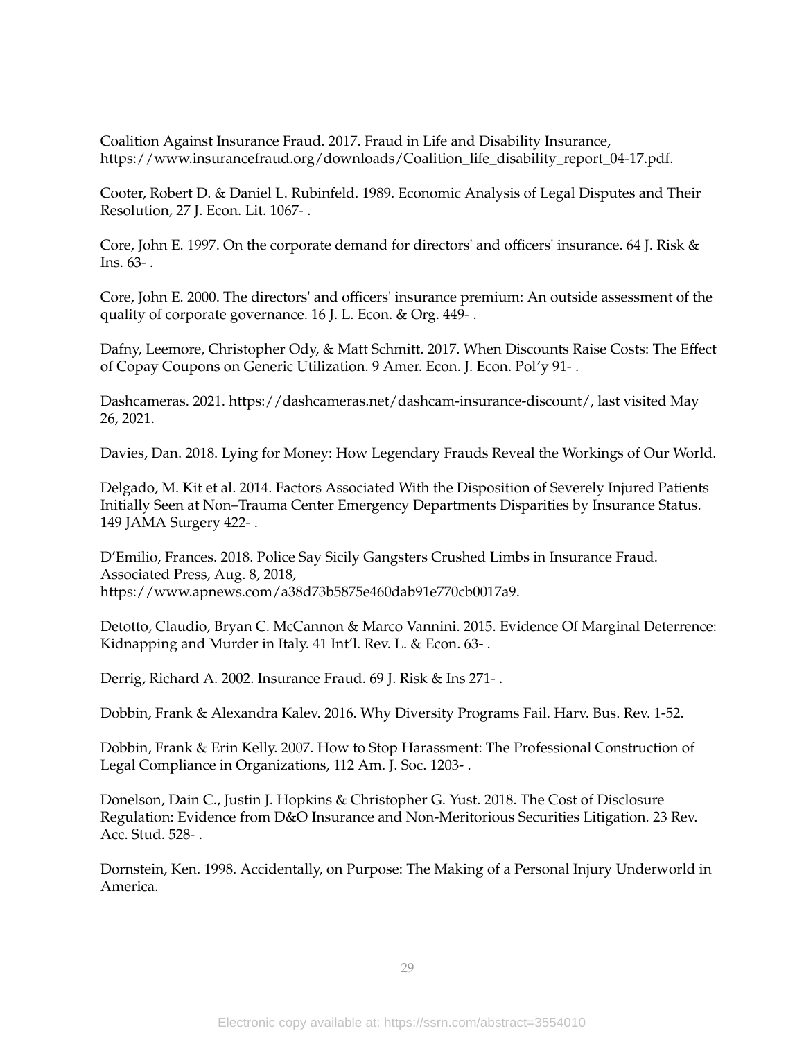Coalition Against Insurance Fraud. 2017. Fraud in Life and Disability Insurance, https://www.insurancefraud.org/downloads/Coalition_life_disability_report_04-17.pdf.

Cooter, Robert D. & Daniel L. Rubinfeld. 1989. Economic Analysis of Legal Disputes and Their Resolution, 27 J. Econ. Lit. 1067- .

Core, John E. 1997. On the corporate demand for directors' and officers' insurance. 64 J. Risk & Ins. 63- .

Core, John E. 2000. The directors' and officers' insurance premium: An outside assessment of the quality of corporate governance. 16 J. L. Econ. & Org. 449- .

Dafny, Leemore, Christopher Ody, & Matt Schmitt. 2017. When Discounts Raise Costs: The Effect of Copay Coupons on Generic Utilization. 9 Amer. Econ. J. Econ. Pol'y 91- .

Dashcameras. 2021. https://dashcameras.net/dashcam-insurance-discount/, last visited May 26, 2021.

Davies, Dan. 2018. Lying for Money: How Legendary Frauds Reveal the Workings of Our World.

Delgado, M. Kit et al. 2014. Factors Associated With the Disposition of Severely Injured Patients Initially Seen at Non–Trauma Center Emergency Departments Disparities by Insurance Status. 149 JAMA Surgery 422- .

D'Emilio, Frances. 2018. Police Say Sicily Gangsters Crushed Limbs in Insurance Fraud. Associated Press, Aug. 8, 2018, https://www.apnews.com/a38d73b5875e460dab91e770cb0017a9.

Detotto, Claudio, Bryan C. McCannon & Marco Vannini. 2015. Evidence Of Marginal Deterrence: Kidnapping and Murder in Italy. 41 Int'l. Rev. L. & Econ. 63- .

Derrig, Richard A. 2002. Insurance Fraud. 69 J. Risk & Ins 271- .

Dobbin, Frank & Alexandra Kalev. 2016. Why Diversity Programs Fail. Harv. Bus. Rev. 1-52.

Dobbin, Frank & Erin Kelly. 2007. How to Stop Harassment: The Professional Construction of Legal Compliance in Organizations, 112 Am. J. Soc. 1203- .

Donelson, Dain C., Justin J. Hopkins & Christopher G. Yust. 2018. The Cost of Disclosure Regulation: Evidence from D&O Insurance and Non-Meritorious Securities Litigation. 23 Rev. Acc. Stud. 528- .

Dornstein, Ken. 1998. Accidentally, on Purpose: The Making of a Personal Injury Underworld in America.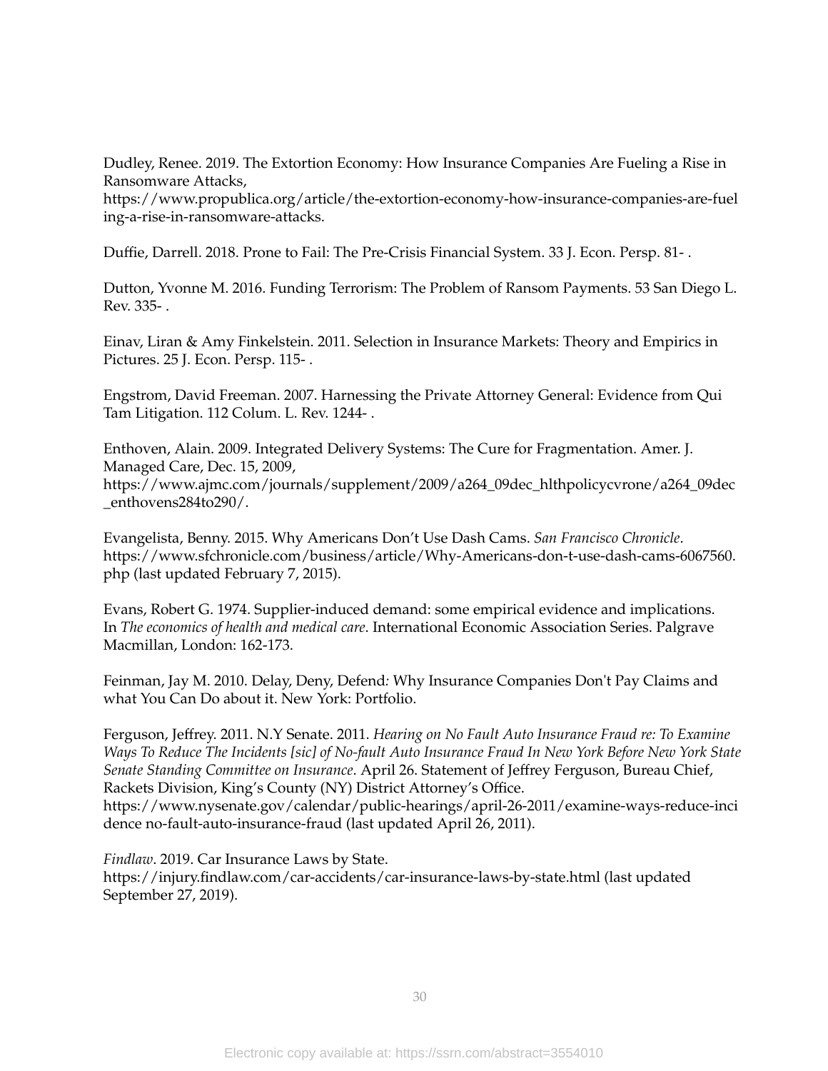Dudley, Renee. 2019. The Extortion Economy: How Insurance Companies Are Fueling a Rise in Ransomware Attacks, https://www.propublica.org/article/the-extortion-economy-how-insurance-companies-are-fueling-a-rise-in-ransomware-attacks.

Duffie, Darrell. 2018. Prone to Fail: The Pre-Crisis Financial System. 33 J. Econ. Persp. 81- .

Dutton, Yvonne M. 2016. Funding Terrorism: The Problem of Ransom Payments. 53 San Diego L. Rev. 335- .

Einav, Liran & Amy Finkelstein. 2011. Selection in Insurance Markets: Theory and Empirics in Pictures. 25 J. Econ. Persp. 115- .

Engstrom, David Freeman. 2007. Harnessing the Private Attorney General: Evidence from Qui Tam Litigation. 112 Colum. L. Rev. 1244- .

Enthoven, Alain. 2009. Integrated Delivery Systems: The Cure for Fragmentation. Amer. J. Managed Care, Dec. 15, 2009, https://www.ajmc.com/journals/supplement/2009/a264_09dec_hlthpolicycvrone/a264_09dec_enthovens284to290/.

Evangelista, Benny. 2015. Why Americans Don't Use Dash Cams. *San Francisco Chronicle*. https://www.sfchronicle.com/business/article/Why-Americans-don-t-use-dash-cams-6067560.php (last updated February 7, 2015).

Evans, Robert G. 1974. Supplier-induced demand: some empirical evidence and implications. In *The economics of health and medical care*. International Economic Association Series. Palgrave Macmillan, London: 162-173.

Feinman, Jay M. 2010. Delay, Deny, Defend*:* Why Insurance Companies Don't Pay Claims and what You Can Do about it. New York: Portfolio.

Ferguson, Jeffrey. 2011. N.Y Senate. 2011. *Hearing on No Fault Auto Insurance Fraud re: To Examine Ways To Reduce The Incidents [sic] of No-fault Auto Insurance Fraud In New York Before New York State Senate Standing Committee on Insurance*. April 26. Statement of Jeffrey Ferguson, Bureau Chief, Rackets Division, King's County (NY) District Attorney's Office. https://www.nysenate.gov/calendar/public-hearings/april-26-2011/examine-ways-reduce-incidence no-fault-auto-insurance-fraud (last updated April 26, 2011).

*Findlaw*. 2019. Car Insurance Laws by State. https://injury.findlaw.com/car-accidents/car-insurance-laws-by-state.html (last updated September 27, 2019).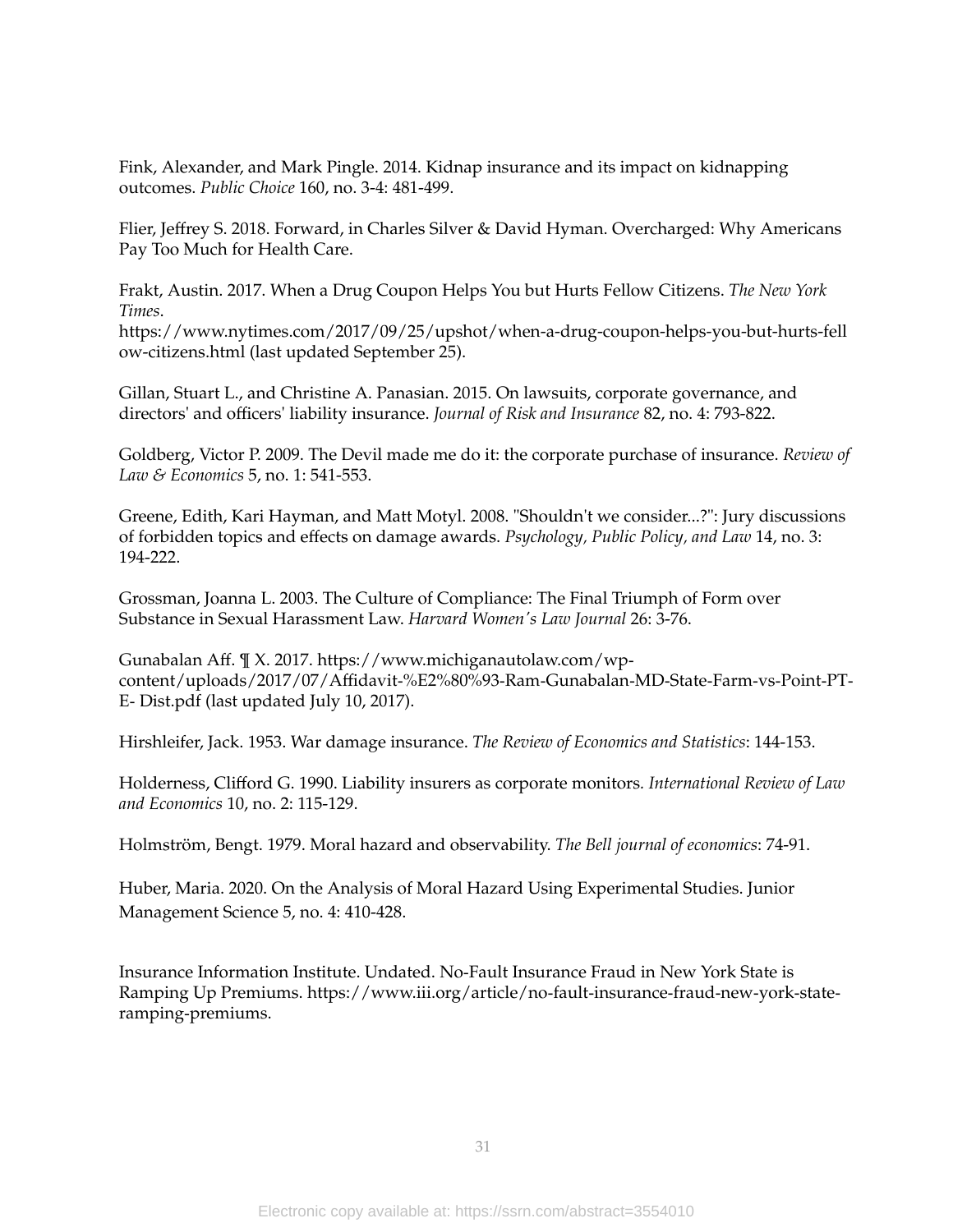Fink, Alexander, and Mark Pingle. 2014. Kidnap insurance and its impact on kidnapping outcomes. *Public Choice* 160, no. 3-4: 481-499.

Flier, Jeffrey S. 2018. Forward, in Charles Silver & David Hyman. Overcharged: Why Americans Pay Too Much for Health Care.

Frakt, Austin. 2017. When a Drug Coupon Helps You but Hurts Fellow Citizens. *The New York Times*. https://www.nytimes.com/2017/09/25/upshot/when-a-drug-coupon-helps-you-but-hurts-fellow-citizens.html (last updated September 25).

Gillan, Stuart L., and Christine A. Panasian. 2015. On lawsuits, corporate governance, and directors' and officers' liability insurance. *Journal of Risk and Insurance* 82, no. 4: 793-822.

Goldberg, Victor P. 2009. The Devil made me do it: the corporate purchase of insurance. *Review of Law & Economics* 5, no. 1: 541-553.

Greene, Edith, Kari Hayman, and Matt Motyl. 2008. "Shouldn't we consider...?": Jury discussions of forbidden topics and effects on damage awards. *Psychology, Public Policy, and Law* 14, no. 3: 194-222.

Grossman, Joanna L. 2003. The Culture of Compliance: The Final Triumph of Form over Substance in Sexual Harassment Law. *Harvard Women's Law Journal* 26: 3-76.

Gunabalan Aff. ¶ X. 2017. https://www.michiganautolaw.com/wp-content/uploads/2017/07/Affidavit-%E2%80%93-Ram-Gunabalan-MD-State-Farm-vs-Point-PT-E- Dist.pdf (last updated July 10, 2017).

Hirshleifer, Jack. 1953. War damage insurance. *The Review of Economics and Statistics*: 144-153.

Holderness, Clifford G. 1990. Liability insurers as corporate monitors. *International Review of Law and Economics* 10, no. 2: 115-129.

Holmström, Bengt. 1979. Moral hazard and observability. *The Bell journal of economics*: 74-91.

Huber, Maria. 2020. On the Analysis of Moral Hazard Using Experimental Studies. Junior Management Science 5, no. 4: 410-428.

Insurance Information Institute. Undated. No-Fault Insurance Fraud in New York State is Ramping Up Premiums. https://www.iii.org/article/no-fault-insurance-fraud-new-york-state-ramping-premiums.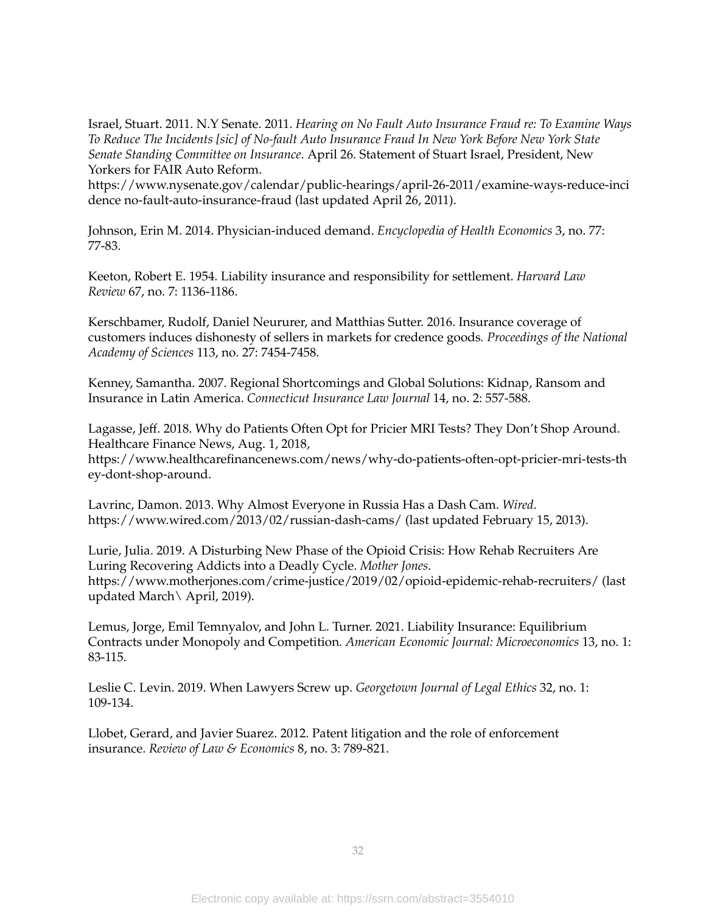Israel, Stuart. 2011. N.Y Senate. 2011. *Hearing on No Fault Auto Insurance Fraud re: To Examine Ways To Reduce The Incidents [sic] of No-fault Auto Insurance Fraud In New York Before New York State Senate Standing Committee on Insurance*. April 26. Statement of Stuart Israel, President, New Yorkers for FAIR Auto Reform. https://www.nysenate.gov/calendar/public-hearings/april-26-2011/examine-ways-reduce-incidence no-fault-auto-insurance-fraud (last updated April 26, 2011).

Johnson, Erin M. 2014. Physician-induced demand. *Encyclopedia of Health Economics* 3, no. 77: 77-83.

Keeton, Robert E. 1954. Liability insurance and responsibility for settlement. *Harvard Law Review* 67, no. 7: 1136-1186.

Kerschbamer, Rudolf, Daniel Neururer, and Matthias Sutter. 2016. Insurance coverage of customers induces dishonesty of sellers in markets for credence goods*. Proceedings of the National Academy of Sciences* 113, no. 27: 7454-7458.

Kenney, Samantha. 2007. Regional Shortcomings and Global Solutions: Kidnap, Ransom and Insurance in Latin America. *Connecticut Insurance Law Journal* 14, no. 2: 557-588.

Lagasse, Jeff. 2018. Why do Patients Often Opt for Pricier MRI Tests? They Don't Shop Around. Healthcare Finance News, Aug. 1, 2018, https://www.healthcarefinancenews.com/news/why-do-patients-often-opt-pricier-mri-tests-they-dont-shop-around.

Lavrinc, Damon. 2013. Why Almost Everyone in Russia Has a Dash Cam. *Wired*. https://www.wired.com/2013/02/russian-dash-cams/ (last updated February 15, 2013).

Lurie, Julia. 2019. A Disturbing New Phase of the Opioid Crisis: How Rehab Recruiters Are Luring Recovering Addicts into a Deadly Cycle. *Mother Jones*. https://www.motherjones.com/crime-justice/2019/02/opioid-epidemic-rehab-recruiters/ (last updated March\ April, 2019).

Lemus, Jorge, Emil Temnyalov, and John L. Turner. 2021. Liability Insurance: Equilibrium Contracts under Monopoly and Competition*. American Economic Journal: Microeconomics* 13, no. 1: 83-115.

Leslie C. Levin. 2019. When Lawyers Screw up. *Georgetown Journal of Legal Ethics* 32, no. 1: 109-134.

Llobet, Gerard, and Javier Suarez. 2012. Patent litigation and the role of enforcement insurance. *Review of Law & Economics* 8, no. 3: 789-821.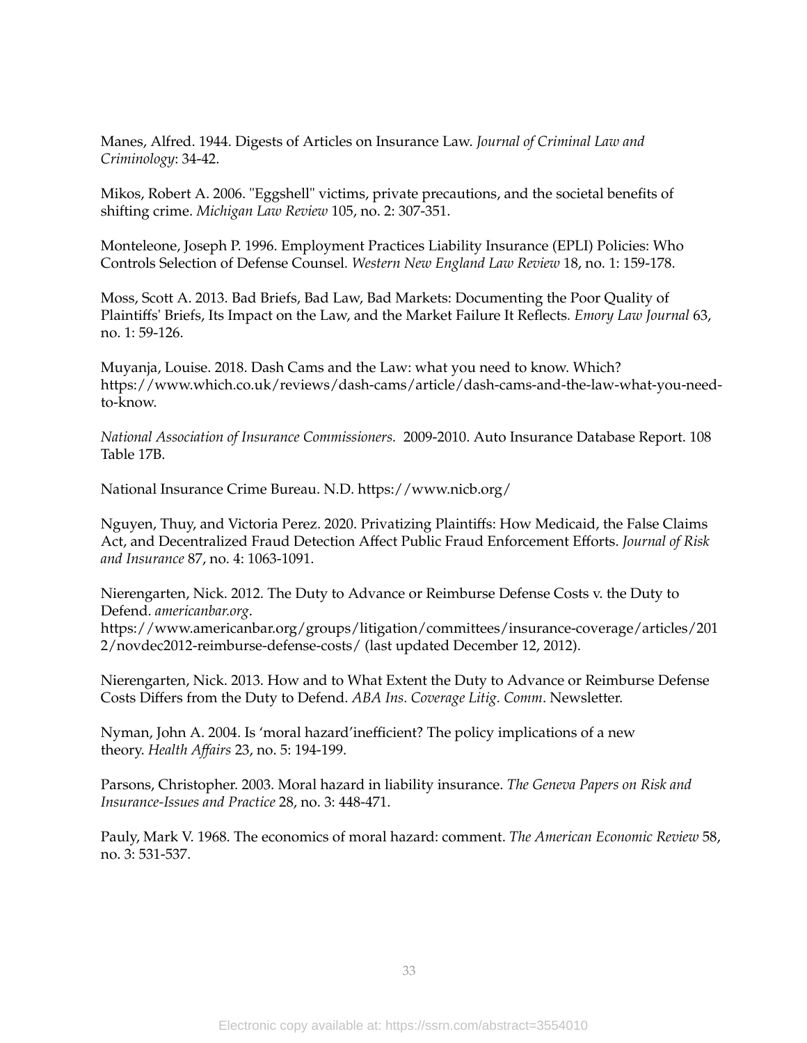Manes, Alfred. 1944. Digests of Articles on Insurance Law. *Journal of Criminal Law and Criminology*: 34-42.

Mikos, Robert A. 2006. "Eggshell" victims, private precautions, and the societal benefits of shifting crime. *Michigan Law Review* 105, no. 2: 307-351.

Monteleone, Joseph P. 1996. Employment Practices Liability Insurance (EPLI) Policies: Who Controls Selection of Defense Counsel. *Western New England Law Review* 18, no. 1: 159-178.

Moss, Scott A. 2013. Bad Briefs, Bad Law, Bad Markets: Documenting the Poor Quality of Plaintiffs' Briefs, Its Impact on the Law, and the Market Failure It Reflects. *Emory Law Journal* 63, no. 1: 59-126.

Muyanja, Louise. 2018. Dash Cams and the Law: what you need to know. Which? https://www.which.co.uk/reviews/dash-cams/article/dash-cams-and-the-law-what-you-need-to-know.

*National Association of Insurance Commissioners.* 2009-2010. Auto Insurance Database Report. 108 Table 17B.

National Insurance Crime Bureau. N.D. https://www.nicb.org/

Nguyen, Thuy, and Victoria Perez. 2020. Privatizing Plaintiffs: How Medicaid, the False Claims Act, and Decentralized Fraud Detection Affect Public Fraud Enforcement Efforts. *Journal of Risk and Insurance* 87, no. 4: 1063-1091.

Nierengarten, Nick. 2012. The Duty to Advance or Reimburse Defense Costs v. the Duty to Defend. *americanbar.org*. https://www.americanbar.org/groups/litigation/committees/insurance-coverage/articles/2012/novdec2012-reimburse-defense-costs/ (last updated December 12, 2012).

Nierengarten, Nick. 2013. How and to What Extent the Duty to Advance or Reimburse Defense Costs Differs from the Duty to Defend. *ABA Ins. Coverage Litig. Comm*. Newsletter.

Nyman, John A. 2004. Is 'moral hazard'inefficient? The policy implications of a new theory. *Health Affairs* 23, no. 5: 194-199.

Parsons, Christopher. 2003. Moral hazard in liability insurance. *The Geneva Papers on Risk and Insurance-Issues and Practice* 28, no. 3: 448-471.

Pauly, Mark V. 1968. The economics of moral hazard: comment. *The American Economic Review* 58, no. 3: 531-537.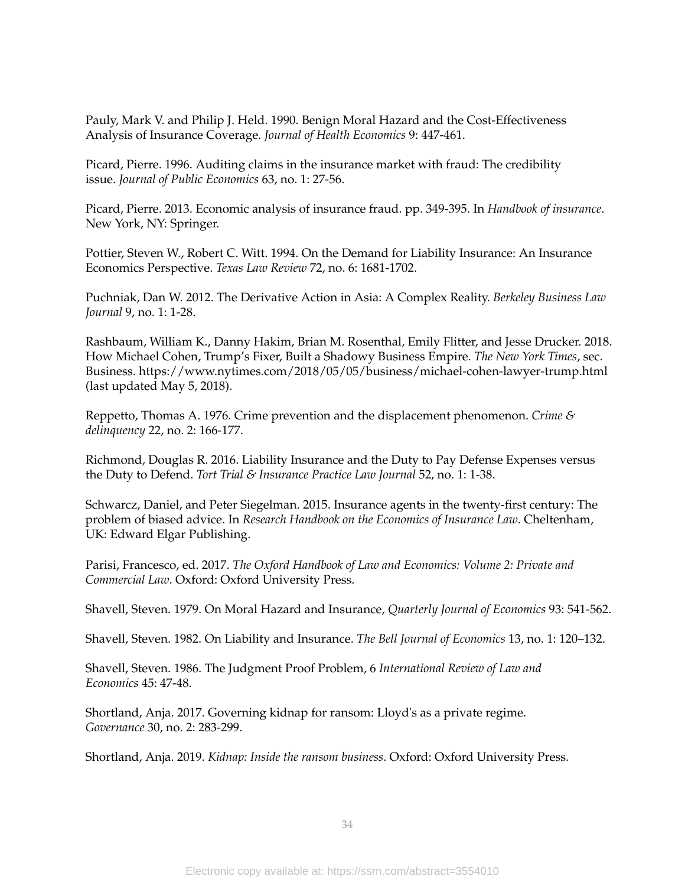Pauly, Mark V. and Philip J. Held. 1990. Benign Moral Hazard and the Cost-Effectiveness Analysis of Insurance Coverage. *Journal of Health Economics* 9: 447-461.

Picard, Pierre. 1996. Auditing claims in the insurance market with fraud: The credibility issue. *Journal of Public Economics* 63, no. 1: 27-56.

Picard, Pierre. 2013. Economic analysis of insurance fraud. pp. 349-395. In *Handbook of insurance*. New York, NY: Springer.

Pottier, Steven W., Robert C. Witt. 1994. On the Demand for Liability Insurance: An Insurance Economics Perspective. *Texas Law Review* 72, no. 6: 1681-1702.

Puchniak, Dan W. 2012. The Derivative Action in Asia: A Complex Reality. *Berkeley Business Law Journal* 9, no. 1: 1-28.

Rashbaum, William K., Danny Hakim, Brian M. Rosenthal, Emily Flitter, and Jesse Drucker. 2018. How Michael Cohen, Trump's Fixer, Built a Shadowy Business Empire. *The New York Times*, sec. Business. https://www.nytimes.com/2018/05/05/business/michael-cohen-lawyer-trump.html (last updated May 5, 2018).

Reppetto, Thomas A. 1976. Crime prevention and the displacement phenomenon. *Crime & delinquency* 22, no. 2: 166-177.

Richmond, Douglas R. 2016. Liability Insurance and the Duty to Pay Defense Expenses versus the Duty to Defend. *Tort Trial & Insurance Practice Law Journal* 52, no. 1: 1-38.

Schwarcz, Daniel, and Peter Siegelman. 2015. Insurance agents in the twenty-first century: The problem of biased advice. In *Research Handbook on the Economics of Insurance Law*. Cheltenham, UK: Edward Elgar Publishing.

Parisi, Francesco, ed. 2017. *The Oxford Handbook of Law and Economics: Volume 2: Private and Commercial Law*. Oxford: Oxford University Press.

Shavell, Steven. 1979. On Moral Hazard and Insurance, *Quarterly Journal of Economics* 93: 541-562.

Shavell, Steven. 1982. On Liability and Insurance. *The Bell Journal of Economics* 13, no. 1: 120–132.

Shavell, Steven. 1986. The Judgment Proof Problem, 6 *International Review of Law and Economics* 45: 47-48.

Shortland, Anja. 2017. Governing kidnap for ransom: Lloyd's as a private regime. *Governance* 30, no. 2: 283-299.

Shortland, Anja. 2019. *Kidnap: Inside the ransom business*. Oxford: Oxford University Press.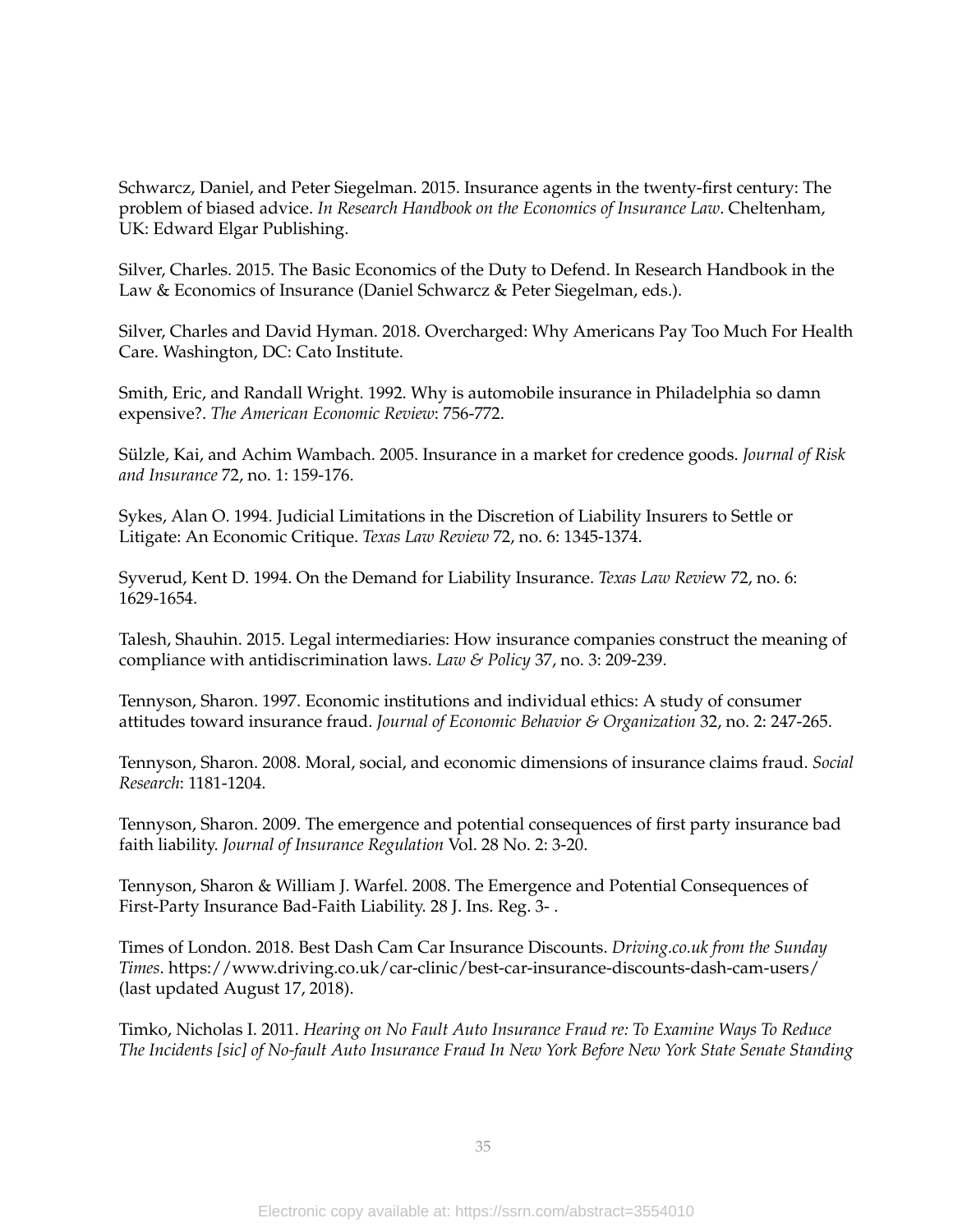Schwarcz, Daniel, and Peter Siegelman. 2015. Insurance agents in the twenty-first century: The problem of biased advice. *In Research Handbook on the Economics of Insurance Law*. Cheltenham, UK: Edward Elgar Publishing.

Silver, Charles. 2015. The Basic Economics of the Duty to Defend. In Research Handbook in the Law & Economics of Insurance (Daniel Schwarcz & Peter Siegelman, eds.).

Silver, Charles and David Hyman. 2018. Overcharged: Why Americans Pay Too Much For Health Care. Washington, DC: Cato Institute.

Smith, Eric, and Randall Wright. 1992. Why is automobile insurance in Philadelphia so damn expensive?. *The American Economic Review*: 756-772.

Sülzle, Kai, and Achim Wambach. 2005. Insurance in a market for credence goods. *Journal of Risk and Insurance* 72, no. 1: 159-176.

Sykes, Alan O. 1994. Judicial Limitations in the Discretion of Liability Insurers to Settle or Litigate: An Economic Critique. *Texas Law Review* 72, no. 6: 1345-1374.

Syverud, Kent D. 1994. On the Demand for Liability Insurance. *Texas Law Revie*w 72, no. 6: 1629-1654.

Talesh, Shauhin. 2015. Legal intermediaries: How insurance companies construct the meaning of compliance with antidiscrimination laws. *Law & Policy* 37, no. 3: 209-239.

Tennyson, Sharon. 1997. Economic institutions and individual ethics: A study of consumer attitudes toward insurance fraud. *Journal of Economic Behavior & Organization* 32, no. 2: 247-265.

Tennyson, Sharon. 2008. Moral, social, and economic dimensions of insurance claims fraud. *Social Research*: 1181-1204.

Tennyson, Sharon. 2009. The emergence and potential consequences of first party insurance bad faith liability. *Journal of Insurance Regulation* Vol. 28 No. 2: 3-20.

Tennyson, Sharon & William J. Warfel. 2008. The Emergence and Potential Consequences of First-Party Insurance Bad-Faith Liability. 28 J. Ins. Reg. 3- .

Times of London. 2018. Best Dash Cam Car Insurance Discounts. *Driving.co.uk from the Sunday Times*. https://www.driving.co.uk/car-clinic/best-car-insurance-discounts-dash-cam-users/ (last updated August 17, 2018).

Timko, Nicholas I. 2011. *Hearing on No Fault Auto Insurance Fraud re: To Examine Ways To Reduce The Incidents [sic] of No-fault Auto Insurance Fraud In New York Before New York State Senate Standing*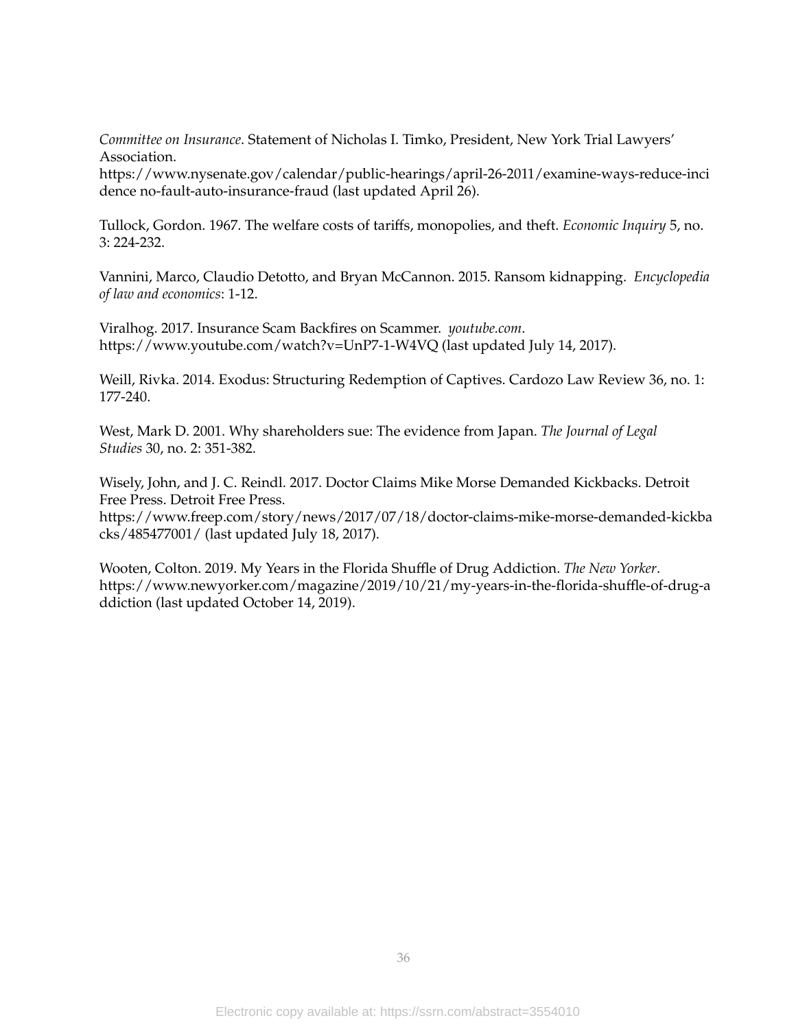*Committee on Insurance*. Statement of Nicholas I. Timko, President, New York Trial Lawyers' Association.
https://www.nysenate.gov/calendar/public-hearings/april-26-2011/examine-ways-reduce-incidence no-fault-auto-insurance-fraud (last updated April 26).

Tullock, Gordon. 1967. The welfare costs of tariffs, monopolies, and theft. *Economic Inquiry* 5, no. 3: 224-232.

Vannini, Marco, Claudio Detotto, and Bryan McCannon. 2015. Ransom kidnapping. *Encyclopedia of law and economics*: 1-12.

Viralhog. 2017. Insurance Scam Backfires on Scammer. *youtube.com*.
https://www.youtube.com/watch?v=UnP7-1-W4VQ (last updated July 14, 2017).

Weill, Rivka. 2014. Exodus: Structuring Redemption of Captives. Cardozo Law Review 36, no. 1: 177-240.

West, Mark D. 2001. Why shareholders sue: The evidence from Japan. *The Journal of Legal Studies* 30, no. 2: 351-382.

Wisely, John, and J. C. Reindl. 2017. Doctor Claims Mike Morse Demanded Kickbacks. Detroit Free Press. Detroit Free Press.
https://www.freep.com/story/news/2017/07/18/doctor-claims-mike-morse-demanded-kickbacks/485477001/ (last updated July 18, 2017).

Wooten, Colton. 2019. My Years in the Florida Shuffle of Drug Addiction. *The New Yorker*.
https://www.newyorker.com/magazine/2019/10/21/my-years-in-the-florida-shuffle-of-drug-addiction (last updated October 14, 2019).